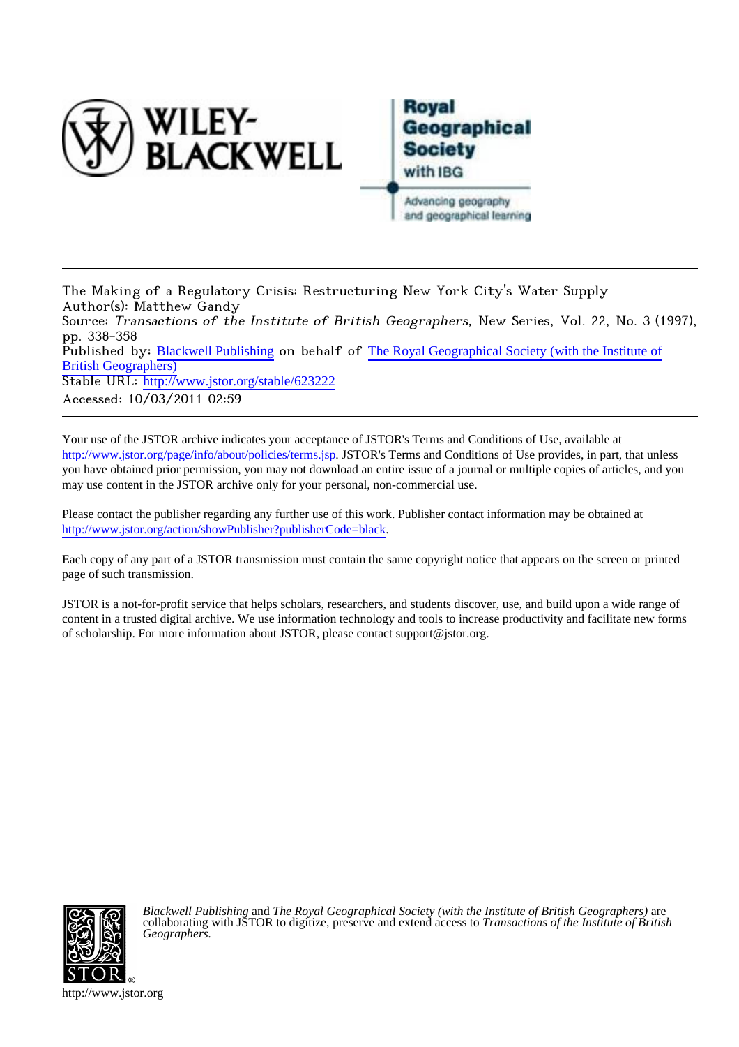The Making of a Regulatory Crisis: Restructuring New York City's Water Supply
Author(s): Matthew Gandy
Source: *Transactions of the Institute of British Geographers*, New Series, Vol. 22, No. 3 (1997), pp. 338-358
Published by: Blackwell Publishing on behalf of The Royal Geographical Society (with the Institute of British Geographers)
Stable URL: http://www.jstor.org/stable/623222
Accessed: 10/03/2011 02:59

Your use of the JSTOR archive indicates your acceptance of JSTOR's Terms and Conditions of Use, available at http://www.jstor.org/page/info/about/policies/terms.jsp. JSTOR's Terms and Conditions of Use provides, in part, that unless you have obtained prior permission, you may not download an entire issue of a journal or multiple copies of articles, and you may use content in the JSTOR archive only for your personal, non-commercial use.

Please contact the publisher regarding any further use of this work. Publisher contact information may be obtained at http://www.jstor.org/action/showPublisher?publisherCode=black.

Each copy of any part of a JSTOR transmission must contain the same copyright notice that appears on the screen or printed page of such transmission.

JSTOR is a not-for-profit service that helps scholars, researchers, and students discover, use, and build upon a wide range of content in a trusted digital archive. We use information technology and tools to increase productivity and facilitate new forms of scholarship. For more information about JSTOR, please contact support@jstor.org.

*Blackwell Publishing* and *The Royal Geographical Society (with the Institute of British Geographers)* are collaborating with JSTOR to digitize, preserve and extend access to *Transactions of the Institute of British Geographers.*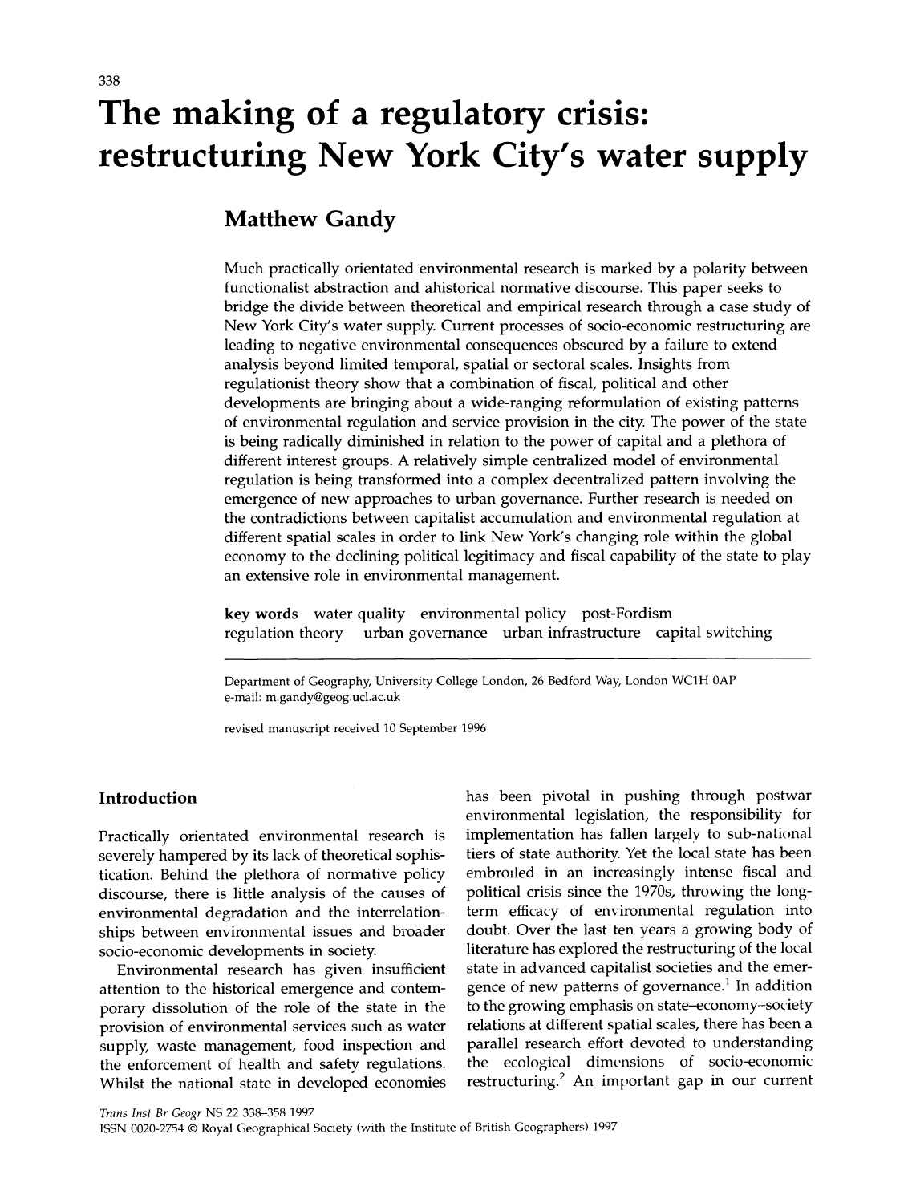# The making of a regulatory crisis: restructuring New York City's water supply

## Matthew Gandy

Much practically orientated environmental research is marked by a polarity between functionalist abstraction and ahistorical normative discourse. This paper seeks to bridge the divide between theoretical and empirical research through a case study of New York City's water supply. Current processes of socio-economic restructuring are leading to negative environmental consequences obscured by a failure to extend analysis beyond limited temporal, spatial or sectoral scales. Insights from regulationist theory show that a combination of fiscal, political and other developments are bringing about a wide-ranging reformulation of existing patterns of environmental regulation and service provision in the city. The power of the state is being radically diminished in relation to the power of capital and a plethora of different interest groups. A relatively simple centralized model of environmental regulation is being transformed into a complex decentralized pattern involving the emergence of new approaches to urban governance. Further research is needed on the contradictions between capitalist accumulation and environmental regulation at different spatial scales in order to link New York's changing role within the global economy to the declining political legitimacy and fiscal capability of the state to play an extensive role in environmental management.

**key words** water quality environmental policy post-Fordism regulation theory urban governance urban infrastructure capital switching

Department of Geography, University College London, 26 Bedford Way, London WC1H 0AP
e-mail: m.gandy@geog.ucl.ac.uk

revised manuscript received 10 September 1996

## Introduction

Practically orientated environmental research is severely hampered by its lack of theoretical sophistication. Behind the plethora of normative policy discourse, there is little analysis of the causes of environmental degradation and the interrelationships between environmental issues and broader socio-economic developments in society.

Environmental research has given insufficient attention to the historical emergence and contemporary dissolution of the role of the state in the provision of environmental services such as water supply, waste management, food inspection and the enforcement of health and safety regulations. Whilst the national state in developed economies has been pivotal in pushing through postwar environmental legislation, the responsibility for implementation has fallen largely to sub-national tiers of state authority. Yet the local state has been embroiled in an increasingly intense fiscal and political crisis since the 1970s, throwing the long-term efficacy of environmental regulation into doubt. Over the last ten years a growing body of literature has explored the restructuring of the local state in advanced capitalist societies and the emergence of new patterns of governance.[1] In addition to the growing emphasis on state–economy–society relations at different spatial scales, there has been a parallel research effort devoted to understanding the ecological dimensions of socio-economic restructuring.[2] An important gap in our current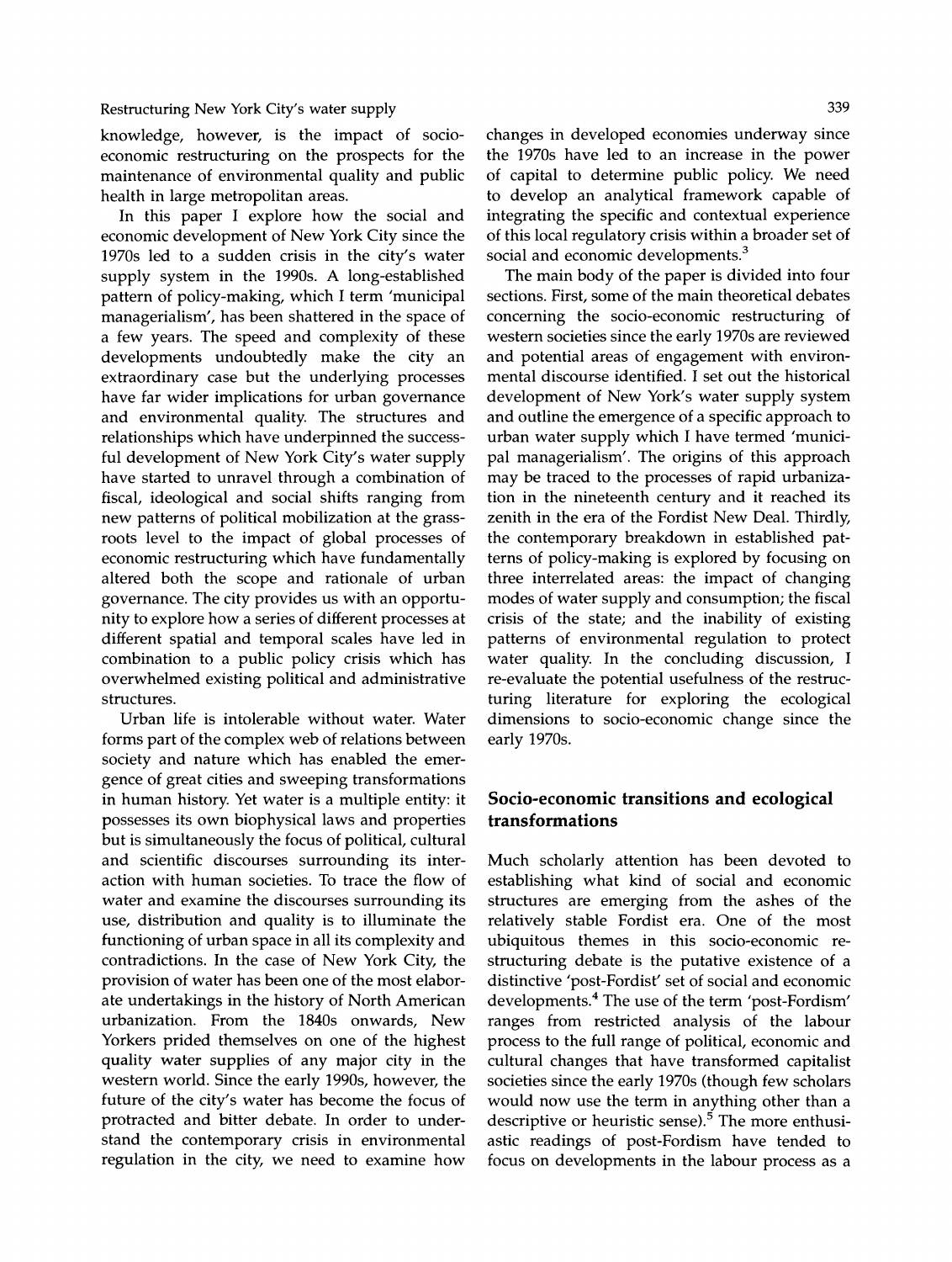knowledge, however, is the impact of socio-economic restructuring on the prospects for the maintenance of environmental quality and public health in large metropolitan areas.

In this paper I explore how the social and economic development of New York City since the 1970s led to a sudden crisis in the city's water supply system in the 1990s. A long-established pattern of policy-making, which I term 'municipal managerialism', has been shattered in the space of a few years. The speed and complexity of these developments undoubtedly make the city an extraordinary case but the underlying processes have far wider implications for urban governance and environmental quality. The structures and relationships which have underpinned the successful development of New York City's water supply have started to unravel through a combination of fiscal, ideological and social shifts ranging from new patterns of political mobilization at the grassroots level to the impact of global processes of economic restructuring which have fundamentally altered both the scope and rationale of urban governance. The city provides us with an opportunity to explore how a series of different processes at different spatial and temporal scales have led in combination to a public policy crisis which has overwhelmed existing political and administrative structures.

Urban life is intolerable without water. Water forms part of the complex web of relations between society and nature which has enabled the emergence of great cities and sweeping transformations in human history. Yet water is a multiple entity: it possesses its own biophysical laws and properties but is simultaneously the focus of political, cultural and scientific discourses surrounding its interaction with human societies. To trace the flow of water and examine the discourses surrounding its use, distribution and quality is to illuminate the functioning of urban space in all its complexity and contradictions. In the case of New York City, the provision of water has been one of the most elaborate undertakings in the history of North American urbanization. From the 1840s onwards, New Yorkers prided themselves on one of the highest quality water supplies of any major city in the western world. Since the early 1990s, however, the future of the city's water has become the focus of protracted and bitter debate. In order to understand the contemporary crisis in environmental regulation in the city, we need to examine how changes in developed economies underway since the 1970s have led to an increase in the power of capital to determine public policy. We need to develop an analytical framework capable of integrating the specific and contextual experience of this local regulatory crisis within a broader set of social and economic developments.[3]

The main body of the paper is divided into four sections. First, some of the main theoretical debates concerning the socio-economic restructuring of western societies since the early 1970s are reviewed and potential areas of engagement with environmental discourse identified. I set out the historical development of New York's water supply system and outline the emergence of a specific approach to urban water supply which I have termed 'municipal managerialism'. The origins of this approach may be traced to the processes of rapid urbanization in the nineteenth century and it reached its zenith in the era of the Fordist New Deal. Thirdly, the contemporary breakdown in established patterns of policy-making is explored by focusing on three interrelated areas: the impact of changing modes of water supply and consumption; the fiscal crisis of the state; and the inability of existing patterns of environmental regulation to protect water quality. In the concluding discussion, I re-evaluate the potential usefulness of the restructuring literature for exploring the ecological dimensions to socio-economic change since the early 1970s.

## Socio-economic transitions and ecological transformations

Much scholarly attention has been devoted to establishing what kind of social and economic structures are emerging from the ashes of the relatively stable Fordist era. One of the most ubiquitous themes in this socio-economic restructuring debate is the putative existence of a distinctive 'post-Fordist' set of social and economic developments.[4] The use of the term 'post-Fordism' ranges from restricted analysis of the labour process to the full range of political, economic and cultural changes that have transformed capitalist societies since the early 1970s (though few scholars would now use the term in anything other than a descriptive or heuristic sense).[5] The more enthusiastic readings of post-Fordism have tended to focus on developments in the labour process as a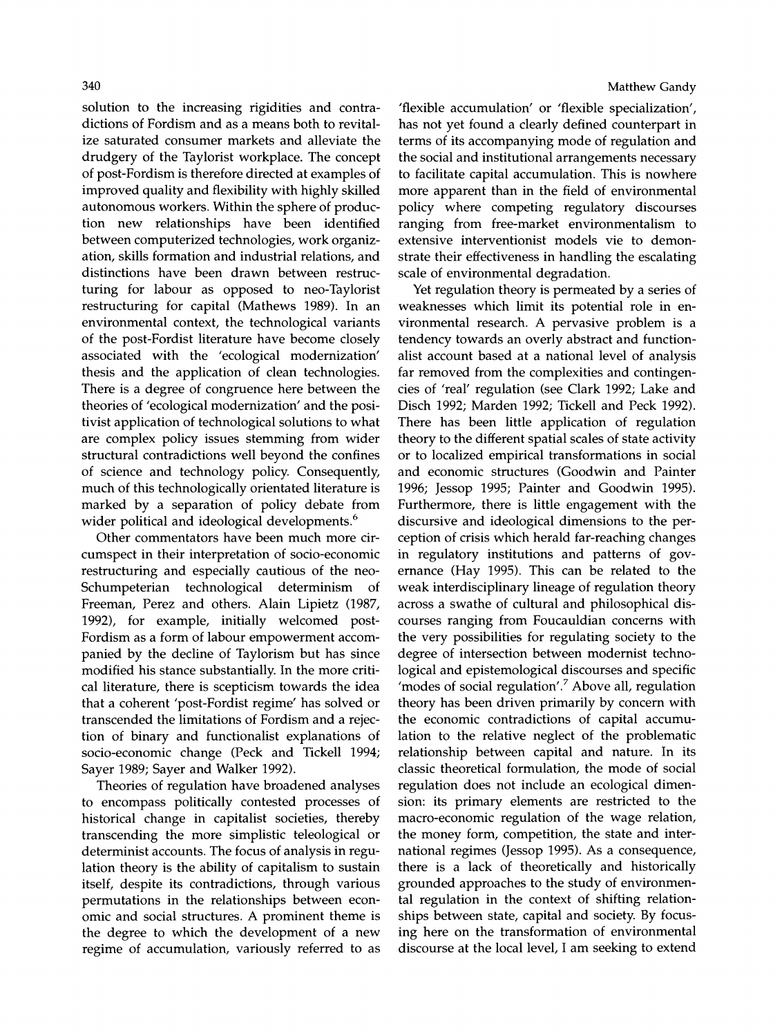solution to the increasing rigidities and contradictions of Fordism and as a means both to revitalize saturated consumer markets and alleviate the drudgery of the Taylorist workplace. The concept of post-Fordism is therefore directed at examples of improved quality and flexibility with highly skilled autonomous workers. Within the sphere of production new relationships have been identified between computerized technologies, work organization, skills formation and industrial relations, and distinctions have been drawn between restructuring for labour as opposed to neo-Taylorist restructuring for capital (Mathews 1989). In an environmental context, the technological variants of the post-Fordist literature have become closely associated with the 'ecological modernization' thesis and the application of clean technologies. There is a degree of congruence here between the theories of 'ecological modernization' and the positivist application of technological solutions to what are complex policy issues stemming from wider structural contradictions well beyond the confines of science and technology policy. Consequently, much of this technologically orientated literature is marked by a separation of policy debate from wider political and ideological developments.[6]

Other commentators have been much more circumspect in their interpretation of socio-economic restructuring and especially cautious of the neo-Schumpeterian technological determinism of Freeman, Perez and others. Alain Lipietz (1987, 1992), for example, initially welcomed post-Fordism as a form of labour empowerment accompanied by the decline of Taylorism but has since modified his stance substantially. In the more critical literature, there is scepticism towards the idea that a coherent 'post-Fordist regime' has solved or transcended the limitations of Fordism and a rejection of binary and functionalist explanations of socio-economic change (Peck and Tickell 1994; Sayer 1989; Sayer and Walker 1992).

Theories of regulation have broadened analyses to encompass politically contested processes of historical change in capitalist societies, thereby transcending the more simplistic teleological or determinist accounts. The focus of analysis in regulation theory is the ability of capitalism to sustain itself, despite its contradictions, through various permutations in the relationships between economic and social structures. A prominent theme is the degree to which the development of a new regime of accumulation, variously referred to as 'flexible accumulation' or 'flexible specialization', has not yet found a clearly defined counterpart in terms of its accompanying mode of regulation and the social and institutional arrangements necessary to facilitate capital accumulation. This is nowhere more apparent than in the field of environmental policy where competing regulatory discourses ranging from free-market environmentalism to extensive interventionist models vie to demonstrate their effectiveness in handling the escalating scale of environmental degradation.

Yet regulation theory is permeated by a series of weaknesses which limit its potential role in environmental research. A pervasive problem is a tendency towards an overly abstract and functionalist account based at a national level of analysis far removed from the complexities and contingencies of 'real' regulation (see Clark 1992; Lake and Disch 1992; Marden 1992; Tickell and Peck 1992). There has been little application of regulation theory to the different spatial scales of state activity or to localized empirical transformations in social and economic structures (Goodwin and Painter 1996; Jessop 1995; Painter and Goodwin 1995). Furthermore, there is little engagement with the discursive and ideological dimensions to the perception of crisis which herald far-reaching changes in regulatory institutions and patterns of governance (Hay 1995). This can be related to the weak interdisciplinary lineage of regulation theory across a swathe of cultural and philosophical discourses ranging from Foucauldian concerns with the very possibilities for regulating society to the degree of intersection between modernist technological and epistemological discourses and specific 'modes of social regulation'.[7] Above all, regulation theory has been driven primarily by concern with the economic contradictions of capital accumulation to the relative neglect of the problematic relationship between capital and nature. In its classic theoretical formulation, the mode of social regulation does not include an ecological dimension: its primary elements are restricted to the macro-economic regulation of the wage relation, the money form, competition, the state and international regimes (Jessop 1995). As a consequence, there is a lack of theoretically and historically grounded approaches to the study of environmental regulation in the context of shifting relationships between state, capital and society. By focusing here on the transformation of environmental discourse at the local level, I am seeking to extend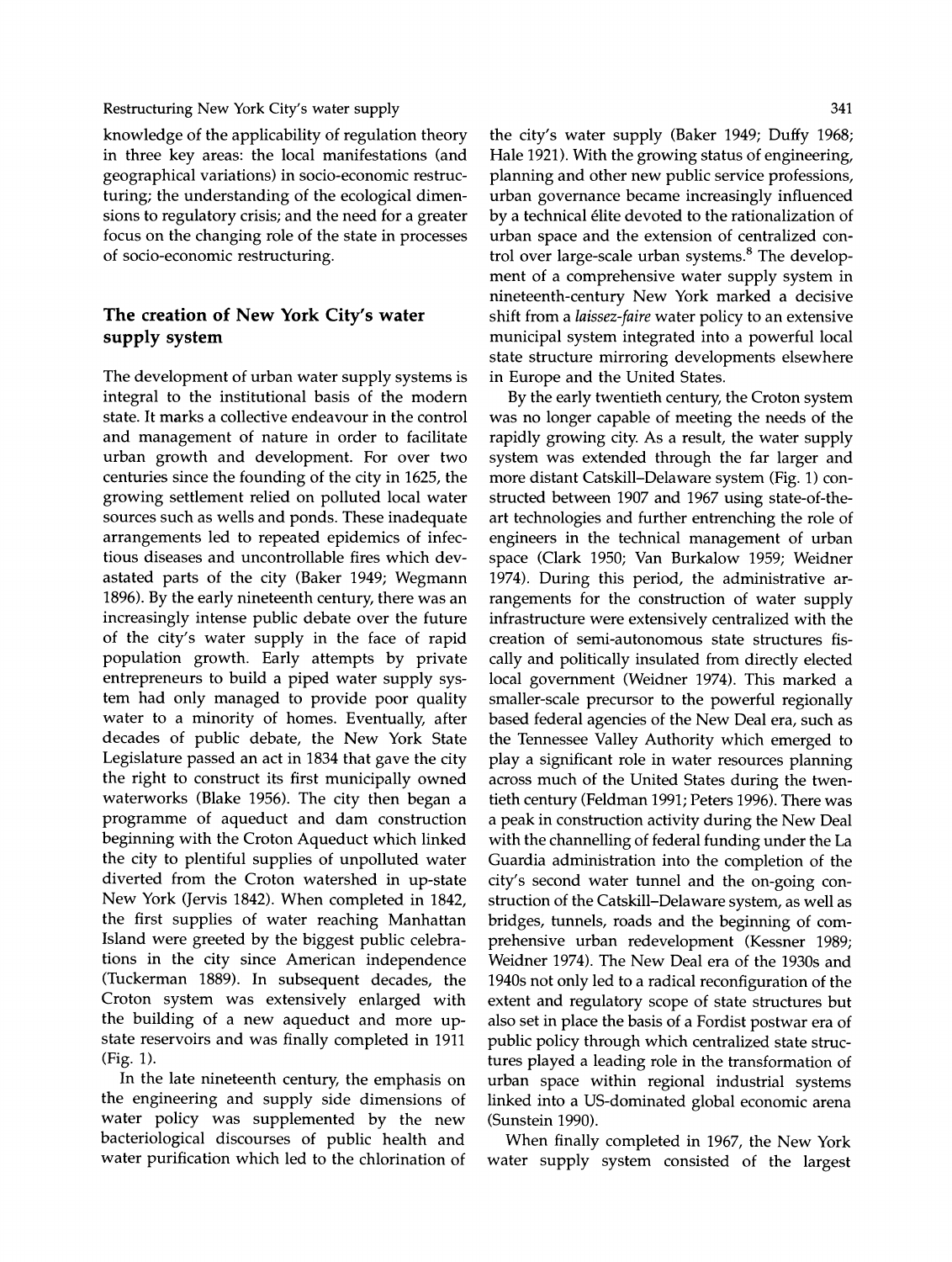knowledge of the applicability of regulation theory in three key areas: the local manifestations (and geographical variations) in socio-economic restructuring; the understanding of the ecological dimensions to regulatory crisis; and the need for a greater focus on the changing role of the state in processes of socio-economic restructuring.

## The creation of New York City's water supply system

The development of urban water supply systems is integral to the institutional basis of the modern state. It marks a collective endeavour in the control and management of nature in order to facilitate urban growth and development. For over two centuries since the founding of the city in 1625, the growing settlement relied on polluted local water sources such as wells and ponds. These inadequate arrangements led to repeated epidemics of infectious diseases and uncontrollable fires which devastated parts of the city (Baker 1949; Wegmann 1896). By the early nineteenth century, there was an increasingly intense public debate over the future of the city's water supply in the face of rapid population growth. Early attempts by private entrepreneurs to build a piped water supply system had only managed to provide poor quality water to a minority of homes. Eventually, after decades of public debate, the New York State Legislature passed an act in 1834 that gave the city the right to construct its first municipally owned waterworks (Blake 1956). The city then began a programme of aqueduct and dam construction beginning with the Croton Aqueduct which linked the city to plentiful supplies of unpolluted water diverted from the Croton watershed in up-state New York (Jervis 1842). When completed in 1842, the first supplies of water reaching Manhattan Island were greeted by the biggest public celebrations in the city since American independence (Tuckerman 1889). In subsequent decades, the Croton system was extensively enlarged with the building of a new aqueduct and more up-state reservoirs and was finally completed in 1911 (Fig. 1).

In the late nineteenth century, the emphasis on the engineering and supply side dimensions of water policy was supplemented by the new bacteriological discourses of public health and water purification which led to the chlorination of the city's water supply (Baker 1949; Duffy 1968; Hale 1921). With the growing status of engineering, planning and other new public service professions, urban governance became increasingly influenced by a technical élite devoted to the rationalization of urban space and the extension of centralized control over large-scale urban systems.[8] The development of a comprehensive water supply system in nineteenth-century New York marked a decisive shift from a *laissez-faire* water policy to an extensive municipal system integrated into a powerful local state structure mirroring developments elsewhere in Europe and the United States.

By the early twentieth century, the Croton system was no longer capable of meeting the needs of the rapidly growing city. As a result, the water supply system was extended through the far larger and more distant Catskill–Delaware system (Fig. 1) constructed between 1907 and 1967 using state-of-the-art technologies and further entrenching the role of engineers in the technical management of urban space (Clark 1950; Van Burkalow 1959; Weidner 1974). During this period, the administrative arrangements for the construction of water supply infrastructure were extensively centralized with the creation of semi-autonomous state structures fiscally and politically insulated from directly elected local government (Weidner 1974). This marked a smaller-scale precursor to the powerful regionally based federal agencies of the New Deal era, such as the Tennessee Valley Authority which emerged to play a significant role in water resources planning across much of the United States during the twentieth century (Feldman 1991; Peters 1996). There was a peak in construction activity during the New Deal with the channelling of federal funding under the La Guardia administration into the completion of the city's second water tunnel and the on-going construction of the Catskill–Delaware system, as well as bridges, tunnels, roads and the beginning of comprehensive urban redevelopment (Kessner 1989; Weidner 1974). The New Deal era of the 1930s and 1940s not only led to a radical reconfiguration of the extent and regulatory scope of state structures but also set in place the basis of a Fordist postwar era of public policy through which centralized state structures played a leading role in the transformation of urban space within regional industrial systems linked into a US-dominated global economic arena (Sunstein 1990).

When finally completed in 1967, the New York water supply system consisted of the largest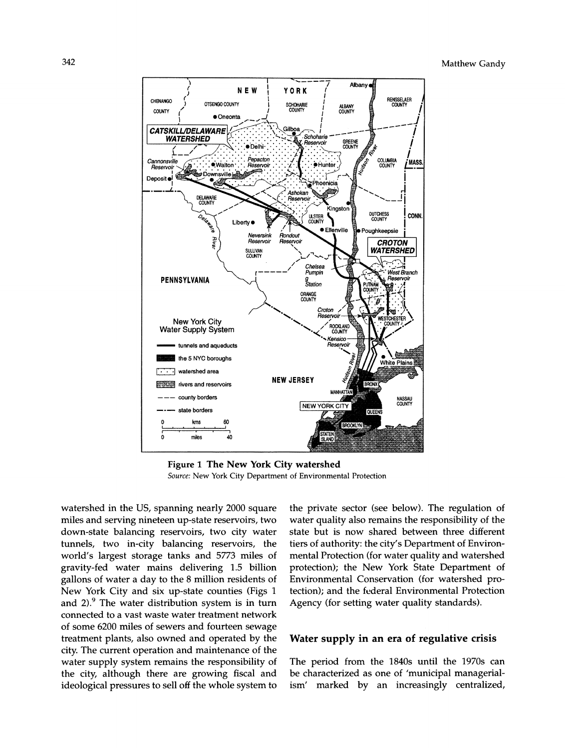**Figure 1 The New York City watershed**
*Source:* New York City Department of Environmental Protection

watershed in the US, spanning nearly 2000 square miles and serving nineteen up-state reservoirs, two down-state balancing reservoirs, two city water tunnels, two in-city balancing reservoirs, the world's largest storage tanks and 5773 miles of gravity-fed water mains delivering 1.5 billion gallons of water a day to the 8 million residents of New York City and six up-state counties (Figs 1 and 2).[9] The water distribution system is in turn connected to a vast waste water treatment network of some 6200 miles of sewers and fourteen sewage treatment plants, also owned and operated by the city. The current operation and maintenance of the water supply system remains the responsibility of the city, although there are growing fiscal and ideological pressures to sell off the whole system to the private sector (see below). The regulation of water quality also remains the responsibility of the state but is now shared between three different tiers of authority: the city's Department of Environmental Protection (for water quality and watershed protection); the New York State Department of Environmental Conservation (for watershed protection); and the federal Environmental Protection Agency (for setting water quality standards).

## Water supply in an era of regulative crisis

The period from the 1840s until the 1970s can be characterized as one of 'municipal managerialism' marked by an increasingly centralized,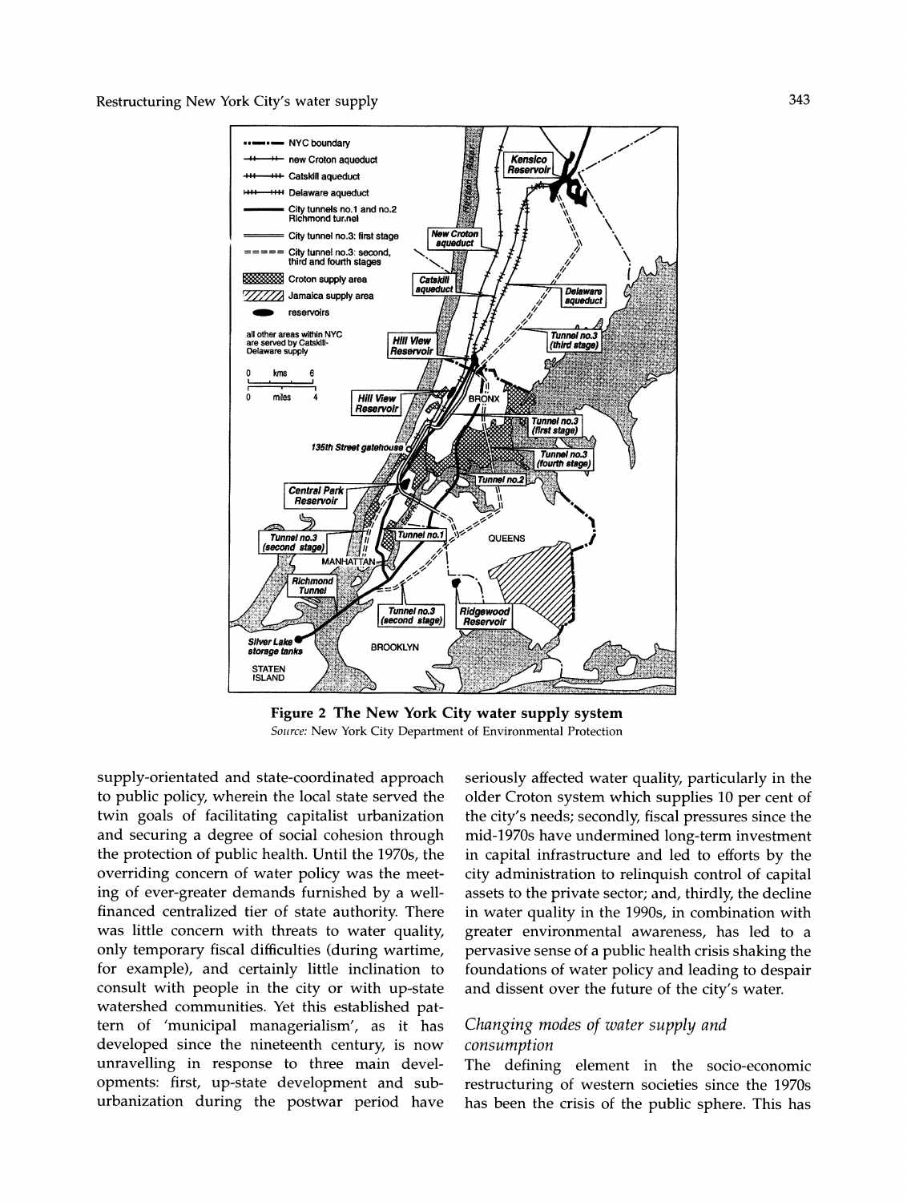**Figure 2 The New York City water supply system**
*Source:* New York City Department of Environmental Protection

supply-orientated and state-coordinated approach to public policy, wherein the local state served the twin goals of facilitating capitalist urbanization and securing a degree of social cohesion through the protection of public health. Until the 1970s, the overriding concern of water policy was the meeting of ever-greater demands furnished by a well-financed centralized tier of state authority. There was little concern with threats to water quality, only temporary fiscal difficulties (during wartime, for example), and certainly little inclination to consult with people in the city or with up-state watershed communities. Yet this established pattern of 'municipal managerialism', as it has developed since the nineteenth century, is now unravelling in response to three main developments: first, up-state development and suburbanization during the postwar period have seriously affected water quality, particularly in the older Croton system which supplies 10 per cent of the city's needs; secondly, fiscal pressures since the mid-1970s have undermined long-term investment in capital infrastructure and led to efforts by the city administration to relinquish control of capital assets to the private sector; and, thirdly, the decline in water quality in the 1990s, in combination with greater environmental awareness, has led to a pervasive sense of a public health crisis shaking the foundations of water policy and leading to despair and dissent over the future of the city's water.

## *Changing modes of water supply and consumption*

The defining element in the socio-economic restructuring of western societies since the 1970s has been the crisis of the public sphere. This has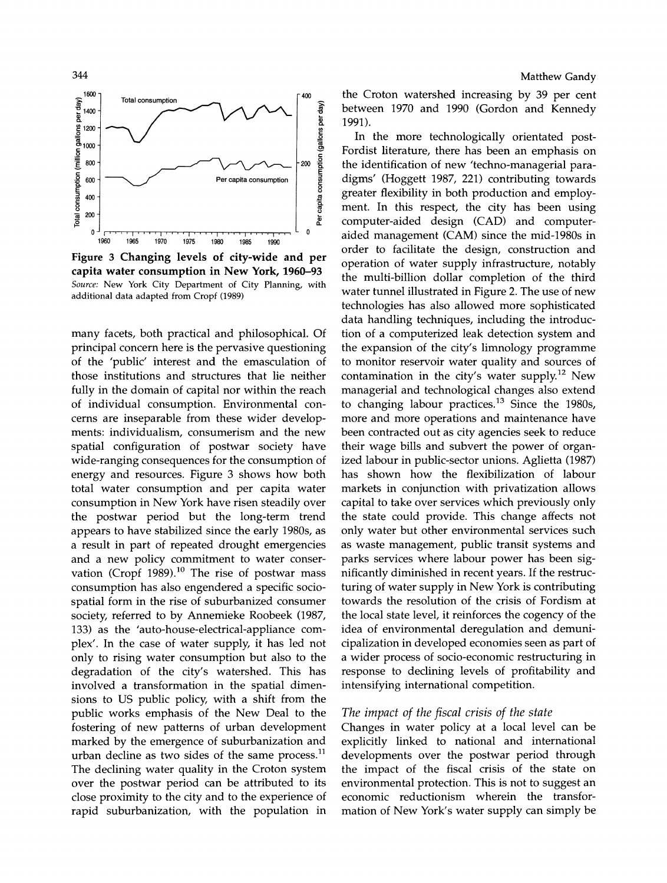**Figure 3 Changing levels of city-wide and per capita water consumption in New York, 1960–93**

*Source:* New York City Department of City Planning, with additional data adapted from Cropf (1989)

many facets, both practical and philosophical. Of principal concern here is the pervasive questioning of the 'public' interest and the emasculation of those institutions and structures that lie neither fully in the domain of capital nor within the reach of individual consumption. Environmental concerns are inseparable from these wider developments: individualism, consumerism and the new spatial configuration of postwar society have wide-ranging consequences for the consumption of energy and resources. Figure 3 shows how both total water consumption and per capita water consumption in New York have risen steadily over the postwar period but the long-term trend appears to have stabilized since the early 1980s, as a result in part of repeated drought emergencies and a new policy commitment to water conservation (Cropf 1989).[10] The rise of postwar mass consumption has also engendered a specific socio-spatial form in the rise of suburbanized consumer society, referred to by Annemieke Roobeek (1987, 133) as the 'auto-house-electrical-appliance complex'. In the case of water supply, it has led not only to rising water consumption but also to the degradation of the city's watershed. This has involved a transformation in the spatial dimensions to US public policy, with a shift from the public works emphasis of the New Deal to the fostering of new patterns of urban development marked by the emergence of suburbanization and urban decline as two sides of the same process.[11] The declining water quality in the Croton system over the postwar period can be attributed to its close proximity to the city and to the experience of rapid suburbanization, with the population in the Croton watershed increasing by 39 per cent between 1970 and 1990 (Gordon and Kennedy 1991).

In the more technologically orientated post-Fordist literature, there has been an emphasis on the identification of new 'techno-managerial paradigms' (Hoggett 1987, 221) contributing towards greater flexibility in both production and employment. In this respect, the city has been using computer-aided design (CAD) and computer-aided management (CAM) since the mid-1980s in order to facilitate the design, construction and operation of water supply infrastructure, notably the multi-billion dollar completion of the third water tunnel illustrated in Figure 2. The use of new technologies has also allowed more sophisticated data handling techniques, including the introduction of a computerized leak detection system and the expansion of the city's limnology programme to monitor reservoir water quality and sources of contamination in the city's water supply.[12] New managerial and technological changes also extend to changing labour practices.[13] Since the 1980s, more and more operations and maintenance have been contracted out as city agencies seek to reduce their wage bills and subvert the power of organized labour in public-sector unions. Aglietta (1987) has shown how the flexibilization of labour markets in conjunction with privatization allows capital to take over services which previously only the state could provide. This change affects not only water but other environmental services such as waste management, public transit systems and parks services where labour power has been significantly diminished in recent years. If the restructuring of water supply in New York is contributing towards the resolution of the crisis of Fordism at the local state level, it reinforces the cogency of the idea of environmental deregulation and demunicipalization in developed economies seen as part of a wider process of socio-economic restructuring in response to declining levels of profitability and intensifying international competition.

### *The impact of the fiscal crisis of the state*

Changes in water policy at a local level can be explicitly linked to national and international developments over the postwar period through the impact of the fiscal crisis of the state on environmental protection. This is not to suggest an economic reductionism wherein the transformation of New York's water supply can simply be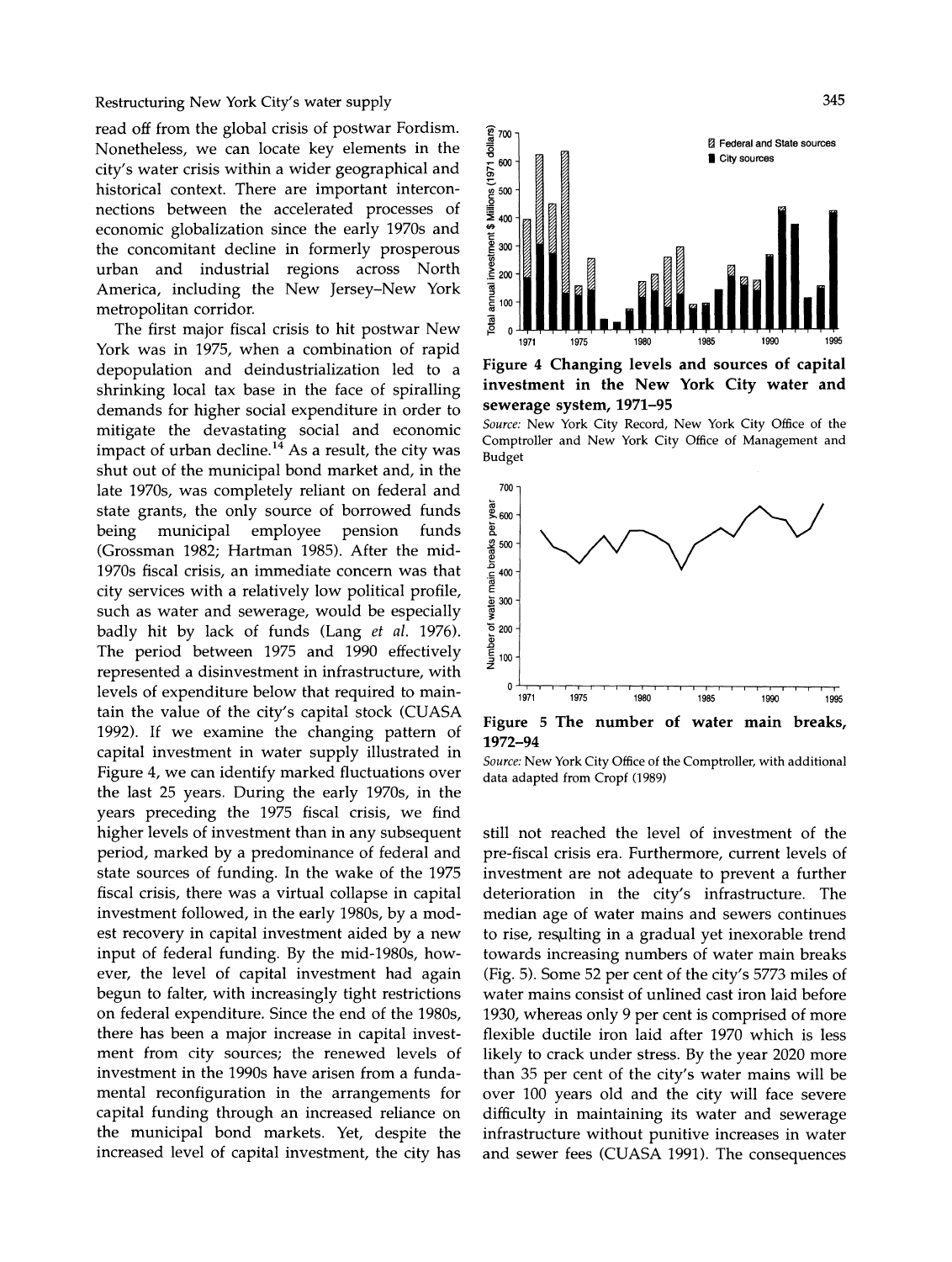read off from the global crisis of postwar Fordism. Nonetheless, we can locate key elements in the city's water crisis within a wider geographical and historical context. There are important interconnections between the accelerated processes of economic globalization since the early 1970s and the concomitant decline in formerly prosperous urban and industrial regions across North America, including the New Jersey–New York metropolitan corridor.

The first major fiscal crisis to hit postwar New York was in 1975, when a combination of rapid depopulation and deindustrialization led to a shrinking local tax base in the face of spiralling demands for higher social expenditure in order to mitigate the devastating social and economic impact of urban decline.[14] As a result, the city was shut out of the municipal bond market and, in the late 1970s, was completely reliant on federal and state grants, the only source of borrowed funds being municipal employee pension funds (Grossman 1982; Hartman 1985). After the mid-1970s fiscal crisis, an immediate concern was that city services with a relatively low political profile, such as water and sewerage, would be especially badly hit by lack of funds (Lang *et al.* 1976). The period between 1975 and 1990 effectively represented a disinvestment in infrastructure, with levels of expenditure below that required to maintain the value of the city's capital stock (CUASA 1992). If we examine the changing pattern of capital investment in water supply illustrated in Figure 4, we can identify marked fluctuations over the last 25 years. During the early 1970s, in the years preceding the 1975 fiscal crisis, we find higher levels of investment than in any subsequent period, marked by a predominance of federal and state sources of funding. In the wake of the 1975 fiscal crisis, there was a virtual collapse in capital investment followed, in the early 1980s, by a modest recovery in capital investment aided by a new input of federal funding. By the mid-1980s, however, the level of capital investment had again begun to falter, with increasingly tight restrictions on federal expenditure. Since the end of the 1980s, there has been a major increase in capital investment from city sources; the renewed levels of investment in the 1990s have arisen from a fundamental reconfiguration in the arrangements for capital funding through an increased reliance on the municipal bond markets. Yet, despite the increased level of capital investment, the city has still not reached the level of investment of the pre-fiscal crisis era. Furthermore, current levels of investment are not adequate to prevent a further deterioration in the city's infrastructure. The median age of water mains and sewers continues to rise, resulting in a gradual yet inexorable trend towards increasing numbers of water main breaks (Fig. 5). Some 52 per cent of the city's 5773 miles of water mains consist of unlined cast iron laid before 1930, whereas only 9 per cent is comprised of more flexible ductile iron laid after 1970 which is less likely to crack under stress. By the year 2020 more than 35 per cent of the city's water mains will be over 100 years old and the city will face severe difficulty in maintaining its water and sewerage infrastructure without punitive increases in water and sewer fees (CUASA 1991). The consequences

**Figure 4 Changing levels and sources of capital investment in the New York City water and sewerage system, 1971–95**

*Source:* New York City Record, New York City Office of the Comptroller and New York City Office of Management and Budget

**Figure 5 The number of water main breaks, 1972–94**

*Source:* New York City Office of the Comptroller, with additional data adapted from Cropf (1989)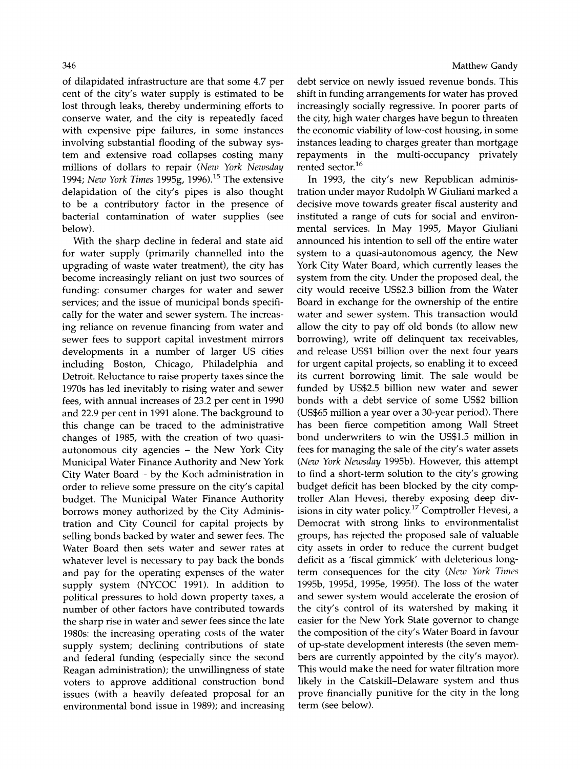of dilapidated infrastructure are that some 4.7 per cent of the city's water supply is estimated to be lost through leaks, thereby undermining efforts to conserve water, and the city is repeatedly faced with expensive pipe failures, in some instances involving substantial flooding of the subway system and extensive road collapses costing many millions of dollars to repair (*New York Newsday* 1994; *New York Times* 1995g, 1996).[15] The extensive delapidation of the city's pipes is also thought to be a contributory factor in the presence of bacterial contamination of water supplies (see below).

With the sharp decline in federal and state aid for water supply (primarily channelled into the upgrading of waste water treatment), the city has become increasingly reliant on just two sources of funding: consumer charges for water and sewer services; and the issue of municipal bonds specifically for the water and sewer system. The increasing reliance on revenue financing from water and sewer fees to support capital investment mirrors developments in a number of larger US cities including Boston, Chicago, Philadelphia and Detroit. Reluctance to raise property taxes since the 1970s has led inevitably to rising water and sewer fees, with annual increases of 23.2 per cent in 1990 and 22.9 per cent in 1991 alone. The background to this change can be traced to the administrative changes of 1985, with the creation of two quasi-autonomous city agencies – the New York City Municipal Water Finance Authority and New York City Water Board – by the Koch administration in order to relieve some pressure on the city's capital budget. The Municipal Water Finance Authority borrows money authorized by the City Administration and City Council for capital projects by selling bonds backed by water and sewer fees. The Water Board then sets water and sewer rates at whatever level is necessary to pay back the bonds and pay for the operating expenses of the water supply system (NYCOC 1991). In addition to political pressures to hold down property taxes, a number of other factors have contributed towards the sharp rise in water and sewer fees since the late 1980s: the increasing operating costs of the water supply system; declining contributions of state and federal funding (especially since the second Reagan administration); the unwillingness of state voters to approve additional construction bond issues (with a heavily defeated proposal for an environmental bond issue in 1989); and increasing debt service on newly issued revenue bonds. This shift in funding arrangements for water has proved increasingly socially regressive. In poorer parts of the city, high water charges have begun to threaten the economic viability of low-cost housing, in some instances leading to charges greater than mortgage repayments in the multi-occupancy privately rented sector.[16]

In 1993, the city's new Republican administration under mayor Rudolph W Giuliani marked a decisive move towards greater fiscal austerity and instituted a range of cuts for social and environmental services. In May 1995, Mayor Giuliani announced his intention to sell off the entire water system to a quasi-autonomous agency, the New York City Water Board, which currently leases the system from the city. Under the proposed deal, the city would receive US$2.3 billion from the Water Board in exchange for the ownership of the entire water and sewer system. This transaction would allow the city to pay off old bonds (to allow new borrowing), write off delinquent tax receivables, and release US$1 billion over the next four years for urgent capital projects, so enabling it to exceed its current borrowing limit. The sale would be funded by US$2.5 billion new water and sewer bonds with a debt service of some US$2 billion (US$65 million a year over a 30-year period). There has been fierce competition among Wall Street bond underwriters to win the US$1.5 million in fees for managing the sale of the city's water assets (*New York Newsday* 1995b). However, this attempt to find a short-term solution to the city's growing budget deficit has been blocked by the city comptroller Alan Hevesi, thereby exposing deep divisions in city water policy.[17] Comptroller Hevesi, a Democrat with strong links to environmentalist groups, has rejected the proposed sale of valuable city assets in order to reduce the current budget deficit as a 'fiscal gimmick' with deleterious long-term consequences for the city (*New York Times* 1995b, 1995d, 1995e, 1995f). The loss of the water and sewer system would accelerate the erosion of the city's control of its watershed by making it easier for the New York State governor to change the composition of the city's Water Board in favour of up-state development interests (the seven members are currently appointed by the city's mayor). This would make the need for water filtration more likely in the Catskill–Delaware system and thus prove financially punitive for the city in the long term (see below).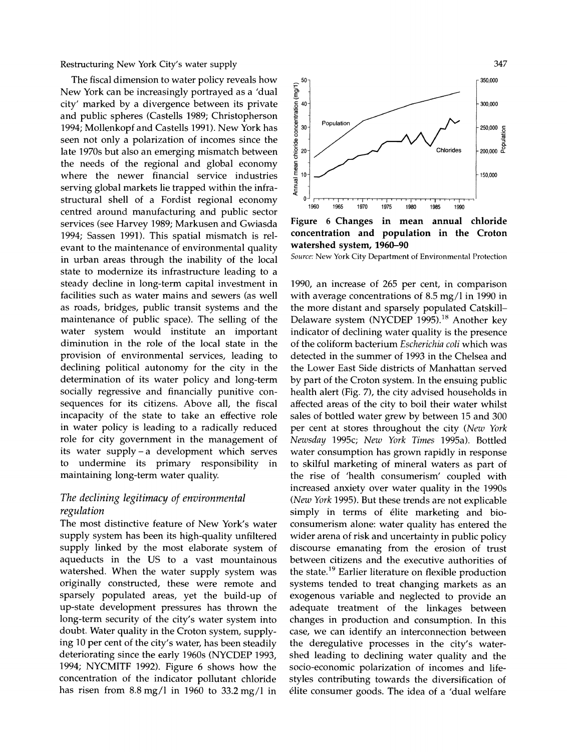The fiscal dimension to water policy reveals how New York can be increasingly portrayed as a 'dual city' marked by a divergence between its private and public spheres (Castells 1989; Christopherson 1994; Mollenkopf and Castells 1991). New York has seen not only a polarization of incomes since the late 1970s but also an emerging mismatch between the needs of the regional and global economy where the newer financial service industries serving global markets lie trapped within the infrastructural shell of a Fordist regional economy centred around manufacturing and public sector services (see Harvey 1989; Markusen and Gwiasda 1994; Sassen 1991). This spatial mismatch is relevant to the maintenance of environmental quality in urban areas through the inability of the local state to modernize its infrastructure leading to a steady decline in long-term capital investment in facilities such as water mains and sewers (as well as roads, bridges, public transit systems and the maintenance of public space). The selling of the water system would institute an important diminution in the role of the local state in the provision of environmental services, leading to declining political autonomy for the city in the determination of its water policy and long-term socially regressive and financially punitive consequences for its citizens. Above all, the fiscal incapacity of the state to take an effective role in water policy is leading to a radically reduced role for city government in the management of its water supply – a development which serves to undermine its primary responsibility in maintaining long-term water quality.

## *The declining legitimacy of environmental regulation*

The most distinctive feature of New York's water supply system has been its high-quality unfiltered supply linked by the most elaborate system of aqueducts in the US to a vast mountainous watershed. When the water supply system was originally constructed, these were remote and sparsely populated areas, yet the build-up of up-state development pressures has thrown the long-term security of the city's water system into doubt. Water quality in the Croton system, supplying 10 per cent of the city's water, has been steadily deteriorating since the early 1960s (NYCDEP 1993, 1994; NYCMITF 1992). Figure 6 shows how the concentration of the indicator pollutant chloride has risen from 8.8 mg/l in 1960 to 33.2 mg/l in 1990, an increase of 265 per cent, in comparison with average concentrations of 8.5 mg/l in 1990 in the more distant and sparsely populated Catskill–Delaware system (NYCDEP 1995).[18] Another key indicator of declining water quality is the presence of the coliform bacterium *Escherichia coli* which was detected in the summer of 1993 in the Chelsea and the Lower East Side districts of Manhattan served by part of the Croton system. In the ensuing public health alert (Fig. 7), the city advised households in affected areas of the city to boil their water whilst sales of bottled water grew by between 15 and 300 per cent at stores throughout the city (*New York Newsday* 1995c; *New York Times* 1995a). Bottled water consumption has grown rapidly in response to skilful marketing of mineral waters as part of the rise of 'health consumerism' coupled with increased anxiety over water quality in the 1990s (*New York* 1995). But these trends are not explicable simply in terms of élite marketing and bio-consumerism alone: water quality has entered the wider arena of risk and uncertainty in public policy discourse emanating from the erosion of trust between citizens and the executive authorities of the state.[19] Earlier literature on flexible production systems tended to treat changing markets as an exogenous variable and neglected to provide an adequate treatment of the linkages between changes in production and consumption. In this case, we can identify an interconnection between the deregulative processes in the city's watershed leading to declining water quality and the socio-economic polarization of incomes and lifestyles contributing towards the diversification of élite consumer goods. The idea of a 'dual welfare

**Figure 6 Changes in mean annual chloride concentration and population in the Croton watershed system, 1960–90**

*Source:* New York City Department of Environmental Protection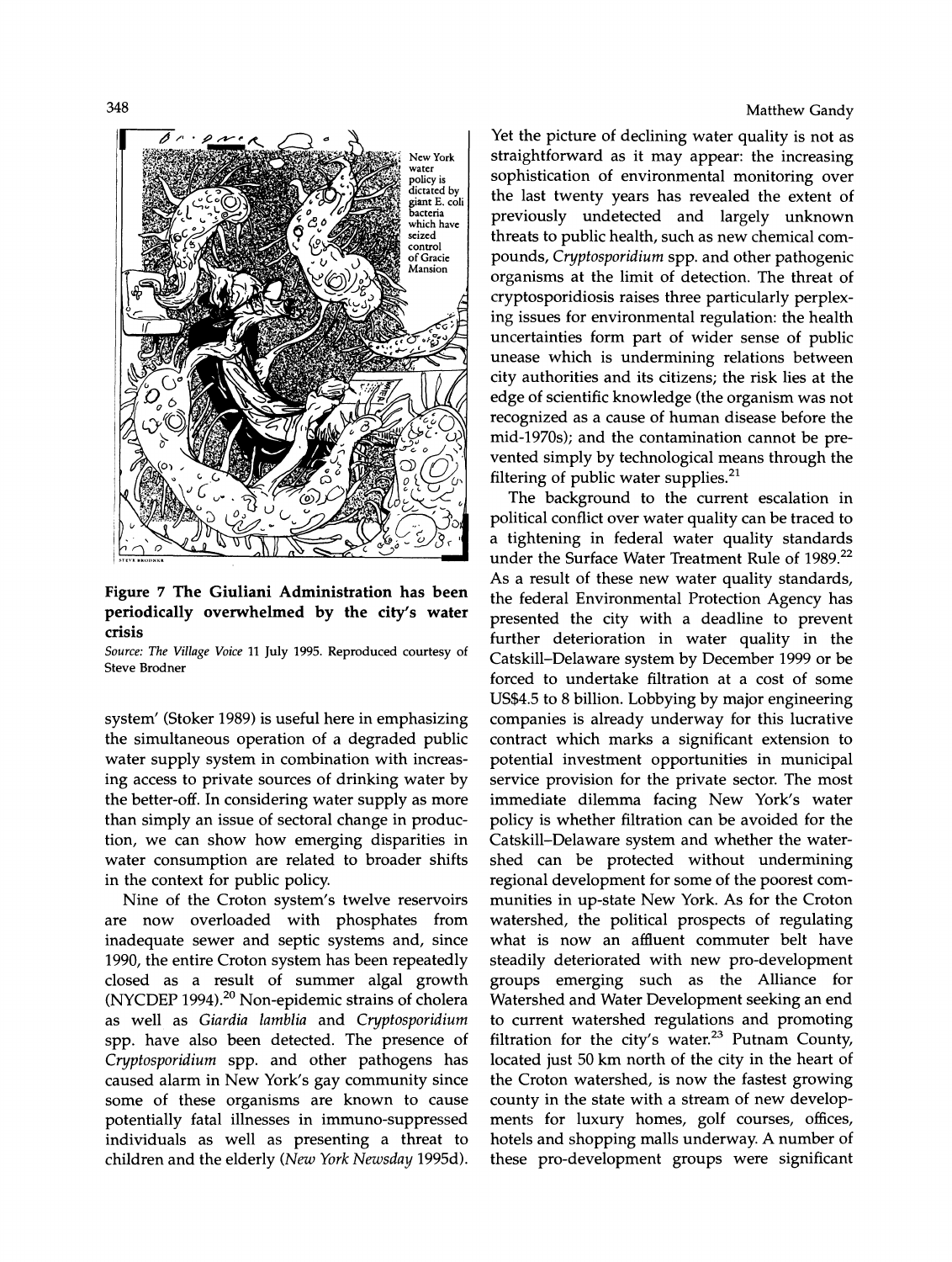Figure 7 **The Giuliani Administration has been periodically overwhelmed by the city's water crisis**

*Source: The Village Voice* 11 July 1995. Reproduced courtesy of Steve Brodner

system' (Stoker 1989) is useful here in emphasizing the simultaneous operation of a degraded public water supply system in combination with increasing access to private sources of drinking water by the better-off. In considering water supply as more than simply an issue of sectoral change in production, we can show how emerging disparities in water consumption are related to broader shifts in the context for public policy.

Nine of the Croton system's twelve reservoirs are now overloaded with phosphates from inadequate sewer and septic systems and, since 1990, the entire Croton system has been repeatedly closed as a result of summer algal growth (NYCDEP 1994).[20] Non-epidemic strains of cholera as well as *Giardia lamblia* and *Cryptosporidium* spp. have also been detected. The presence of *Cryptosporidium* spp. and other pathogens has caused alarm in New York's gay community since some of these organisms are known to cause potentially fatal illnesses in immuno-suppressed individuals as well as presenting a threat to children and the elderly (*New York Newsday* 1995d). Yet the picture of declining water quality is not as straightforward as it may appear: the increasing sophistication of environmental monitoring over the last twenty years has revealed the extent of previously undetected and largely unknown threats to public health, such as new chemical compounds, *Cryptosporidium* spp. and other pathogenic organisms at the limit of detection. The threat of cryptosporidiosis raises three particularly perplexing issues for environmental regulation: the health uncertainties form part of wider sense of public unease which is undermining relations between city authorities and its citizens; the risk lies at the edge of scientific knowledge (the organism was not recognized as a cause of human disease before the mid-1970s); and the contamination cannot be prevented simply by technological means through the filtering of public water supplies.[21]

The background to the current escalation in political conflict over water quality can be traced to a tightening in federal water quality standards under the Surface Water Treatment Rule of 1989.[22] As a result of these new water quality standards, the federal Environmental Protection Agency has presented the city with a deadline to prevent further deterioration in water quality in the Catskill–Delaware system by December 1999 or be forced to undertake filtration at a cost of some US$4.5 to 8 billion. Lobbying by major engineering companies is already underway for this lucrative contract which marks a significant extension to potential investment opportunities in municipal service provision for the private sector. The most immediate dilemma facing New York's water policy is whether filtration can be avoided for the Catskill–Delaware system and whether the watershed can be protected without undermining regional development for some of the poorest communities in up-state New York. As for the Croton watershed, the political prospects of regulating what is now an affluent commuter belt have steadily deteriorated with new pro-development groups emerging such as the Alliance for Watershed and Water Development seeking an end to current watershed regulations and promoting filtration for the city's water.[23] Putnam County, located just 50 km north of the city in the heart of the Croton watershed, is now the fastest growing county in the state with a stream of new developments for luxury homes, golf courses, offices, hotels and shopping malls underway. A number of these pro-development groups were significant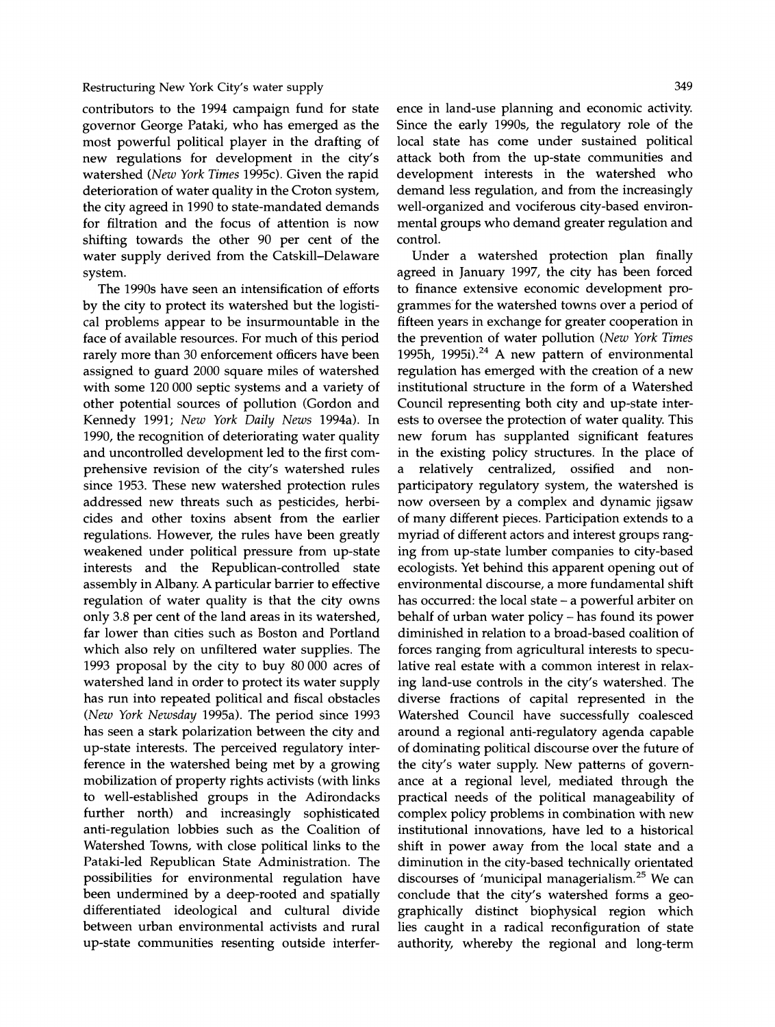contributors to the 1994 campaign fund for state governor George Pataki, who has emerged as the most powerful political player in the drafting of new regulations for development in the city's watershed (*New York Times* 1995c). Given the rapid deterioration of water quality in the Croton system, the city agreed in 1990 to state-mandated demands for filtration and the focus of attention is now shifting towards the other 90 per cent of the water supply derived from the Catskill–Delaware system.

The 1990s have seen an intensification of efforts by the city to protect its watershed but the logistical problems appear to be insurmountable in the face of available resources. For much of this period rarely more than 30 enforcement officers have been assigned to guard 2000 square miles of watershed with some 120 000 septic systems and a variety of other potential sources of pollution (Gordon and Kennedy 1991; *New York Daily News* 1994a). In 1990, the recognition of deteriorating water quality and uncontrolled development led to the first comprehensive revision of the city's watershed rules since 1953. These new watershed protection rules addressed new threats such as pesticides, herbicides and other toxins absent from the earlier regulations. However, the rules have been greatly weakened under political pressure from up-state interests and the Republican-controlled state assembly in Albany. A particular barrier to effective regulation of water quality is that the city owns only 3.8 per cent of the land areas in its watershed, far lower than cities such as Boston and Portland which also rely on unfiltered water supplies. The 1993 proposal by the city to buy 80 000 acres of watershed land in order to protect its water supply has run into repeated political and fiscal obstacles (*New York Newsday* 1995a). The period since 1993 has seen a stark polarization between the city and up-state interests. The perceived regulatory interference in the watershed being met by a growing mobilization of property rights activists (with links to well-established groups in the Adirondacks further north) and increasingly sophisticated anti-regulation lobbies such as the Coalition of Watershed Towns, with close political links to the Pataki-led Republican State Administration. The possibilities for environmental regulation have been undermined by a deep-rooted and spatially differentiated ideological and cultural divide between urban environmental activists and rural up-state communities resenting outside interference in land-use planning and economic activity. Since the early 1990s, the regulatory role of the local state has come under sustained political attack both from the up-state communities and development interests in the watershed who demand less regulation, and from the increasingly well-organized and vociferous city-based environmental groups who demand greater regulation and control.

Under a watershed protection plan finally agreed in January 1997, the city has been forced to finance extensive economic development programmes for the watershed towns over a period of fifteen years in exchange for greater cooperation in the prevention of water pollution (*New York Times* 1995h, 1995i).[24] A new pattern of environmental regulation has emerged with the creation of a new institutional structure in the form of a Watershed Council representing both city and up-state interests to oversee the protection of water quality. This new forum has supplanted significant features in the existing policy structures. In the place of a relatively centralized, ossified and non-participatory regulatory system, the watershed is now overseen by a complex and dynamic jigsaw of many different pieces. Participation extends to a myriad of different actors and interest groups ranging from up-state lumber companies to city-based ecologists. Yet behind this apparent opening out of environmental discourse, a more fundamental shift has occurred: the local state – a powerful arbiter on behalf of urban water policy – has found its power diminished in relation to a broad-based coalition of forces ranging from agricultural interests to speculative real estate with a common interest in relaxing land-use controls in the city's watershed. The diverse fractions of capital represented in the Watershed Council have successfully coalesced around a regional anti-regulatory agenda capable of dominating political discourse over the future of the city's water supply. New patterns of governance at a regional level, mediated through the practical needs of the political manageability of complex policy problems in combination with new institutional innovations, have led to a historical shift in power away from the local state and a diminution in the city-based technically orientated discourses of 'municipal managerialism.[25] We can conclude that the city's watershed forms a geographically distinct biophysical region which lies caught in a radical reconfiguration of state authority, whereby the regional and long-term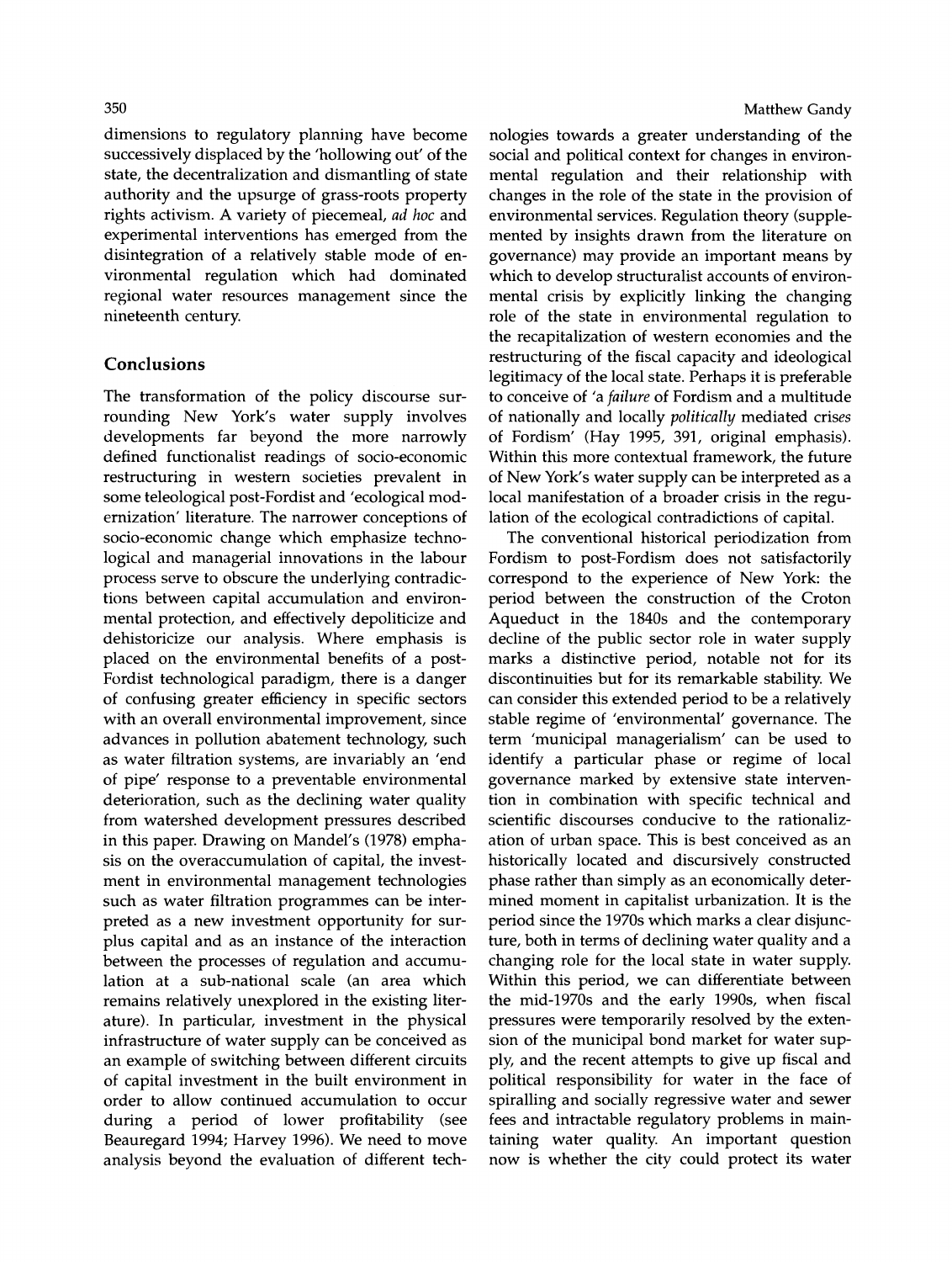dimensions to regulatory planning have become successively displaced by the 'hollowing out' of the state, the decentralization and dismantling of state authority and the upsurge of grass-roots property rights activism. A variety of piecemeal, *ad hoc* and experimental interventions has emerged from the disintegration of a relatively stable mode of environmental regulation which had dominated regional water resources management since the nineteenth century.

## Conclusions

The transformation of the policy discourse surrounding New York's water supply involves developments far beyond the more narrowly defined functionalist readings of socio-economic restructuring in western societies prevalent in some teleological post-Fordist and 'ecological modernization' literature. The narrower conceptions of socio-economic change which emphasize technological and managerial innovations in the labour process serve to obscure the underlying contradictions between capital accumulation and environmental protection, and effectively depoliticize and dehistoricize our analysis. Where emphasis is placed on the environmental benefits of a post-Fordist technological paradigm, there is a danger of confusing greater efficiency in specific sectors with an overall environmental improvement, since advances in pollution abatement technology, such as water filtration systems, are invariably an 'end of pipe' response to a preventable environmental deterioration, such as the declining water quality from watershed development pressures described in this paper. Drawing on Mandel's (1978) emphasis on the overaccumulation of capital, the investment in environmental management technologies such as water filtration programmes can be interpreted as a new investment opportunity for surplus capital and as an instance of the interaction between the processes of regulation and accumulation at a sub-national scale (an area which remains relatively unexplored in the existing literature). In particular, investment in the physical infrastructure of water supply can be conceived as an example of switching between different circuits of capital investment in the built environment in order to allow continued accumulation to occur during a period of lower profitability (see Beauregard 1994; Harvey 1996). We need to move analysis beyond the evaluation of different technologies towards a greater understanding of the social and political context for changes in environmental regulation and their relationship with changes in the role of the state in the provision of environmental services. Regulation theory (supplemented by insights drawn from the literature on governance) may provide an important means by which to develop structuralist accounts of environmental crisis by explicitly linking the changing role of the state in environmental regulation to the recapitalization of western economies and the restructuring of the fiscal capacity and ideological legitimacy of the local state. Perhaps it is preferable to conceive of 'a *failure* of Fordism and a multitude of nationally and locally *politically* mediated cris*es* of Fordism' (Hay 1995, 391, original emphasis). Within this more contextual framework, the future of New York's water supply can be interpreted as a local manifestation of a broader crisis in the regulation of the ecological contradictions of capital.

The conventional historical periodization from Fordism to post-Fordism does not satisfactorily correspond to the experience of New York: the period between the construction of the Croton Aqueduct in the 1840s and the contemporary decline of the public sector role in water supply marks a distinctive period, notable not for its discontinuities but for its remarkable stability. We can consider this extended period to be a relatively stable regime of 'environmental' governance. The term 'municipal managerialism' can be used to identify a particular phase or regime of local governance marked by extensive state intervention in combination with specific technical and scientific discourses conducive to the rationalization of urban space. This is best conceived as an historically located and discursively constructed phase rather than simply as an economically determined moment in capitalist urbanization. It is the period since the 1970s which marks a clear disjuncture, both in terms of declining water quality and a changing role for the local state in water supply. Within this period, we can differentiate between the mid-1970s and the early 1990s, when fiscal pressures were temporarily resolved by the extension of the municipal bond market for water supply, and the recent attempts to give up fiscal and political responsibility for water in the face of spiralling and socially regressive water and sewer fees and intractable regulatory problems in maintaining water quality. An important question now is whether the city could protect its water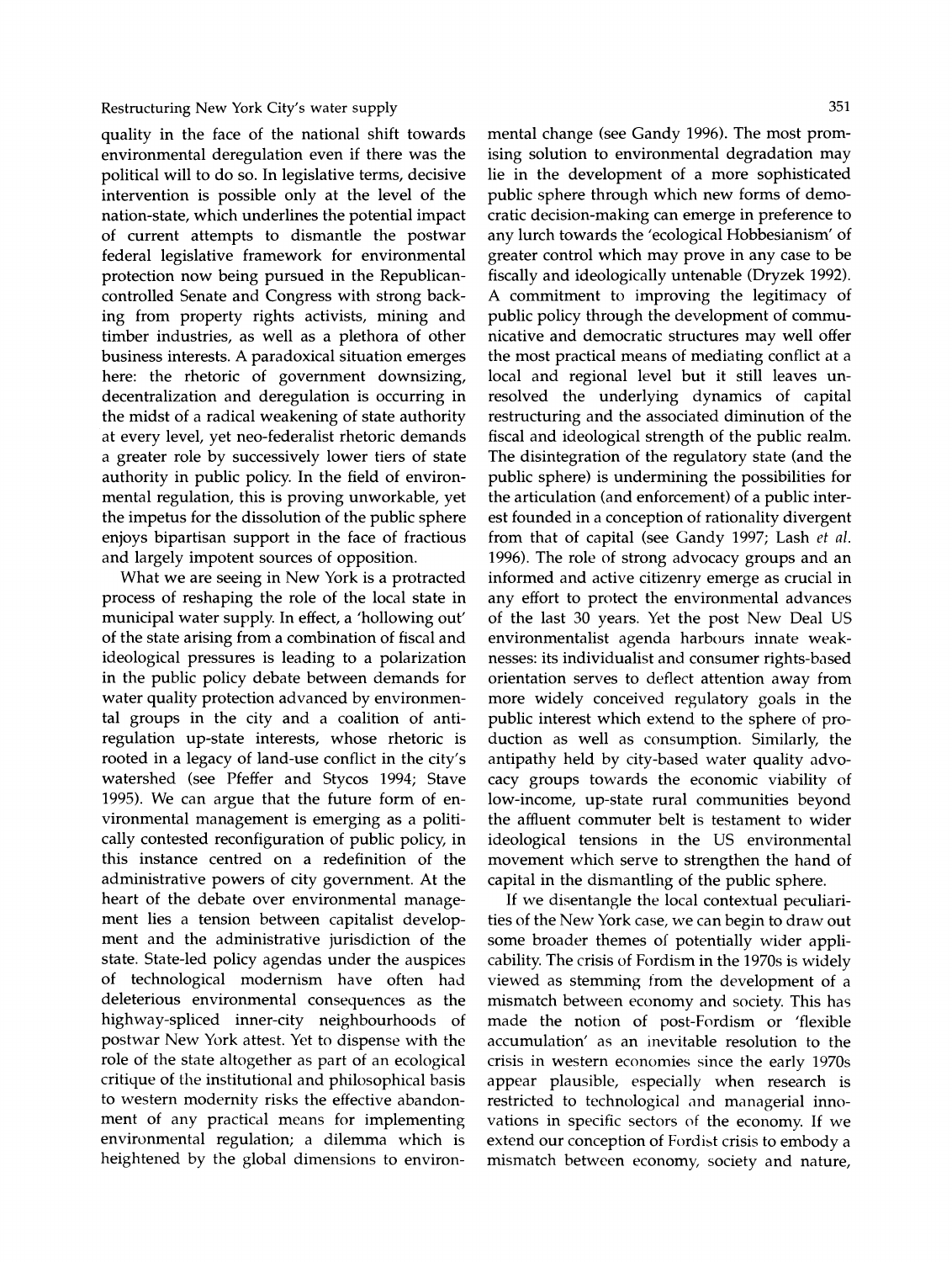quality in the face of the national shift towards environmental deregulation even if there was the political will to do so. In legislative terms, decisive intervention is possible only at the level of the nation-state, which underlines the potential impact of current attempts to dismantle the postwar federal legislative framework for environmental protection now being pursued in the Republican-controlled Senate and Congress with strong backing from property rights activists, mining and timber industries, as well as a plethora of other business interests. A paradoxical situation emerges here: the rhetoric of government downsizing, decentralization and deregulation is occurring in the midst of a radical weakening of state authority at every level, yet neo-federalist rhetoric demands a greater role by successively lower tiers of state authority in public policy. In the field of environmental regulation, this is proving unworkable, yet the impetus for the dissolution of the public sphere enjoys bipartisan support in the face of fractious and largely impotent sources of opposition.

What we are seeing in New York is a protracted process of reshaping the role of the local state in municipal water supply. In effect, a 'hollowing out' of the state arising from a combination of fiscal and ideological pressures is leading to a polarization in the public policy debate between demands for water quality protection advanced by environmental groups in the city and a coalition of anti-regulation up-state interests, whose rhetoric is rooted in a legacy of land-use conflict in the city's watershed (see Pfeffer and Stycos 1994; Stave 1995). We can argue that the future form of environmental management is emerging as a politically contested reconfiguration of public policy, in this instance centred on a redefinition of the administrative powers of city government. At the heart of the debate over environmental management lies a tension between capitalist development and the administrative jurisdiction of the state. State-led policy agendas under the auspices of technological modernism have often had deleterious environmental consequences as the highway-spliced inner-city neighbourhoods of postwar New York attest. Yet to dispense with the role of the state altogether as part of an ecological critique of the institutional and philosophical basis to western modernity risks the effective abandonment of any practical means for implementing environmental regulation; a dilemma which is heightened by the global dimensions to environmental change (see Gandy 1996). The most promising solution to environmental degradation may lie in the development of a more sophisticated public sphere through which new forms of democratic decision-making can emerge in preference to any lurch towards the 'ecological Hobbesianism' of greater control which may prove in any case to be fiscally and ideologically untenable (Dryzek 1992). A commitment to improving the legitimacy of public policy through the development of communicative and democratic structures may well offer the most practical means of mediating conflict at a local and regional level but it still leaves unresolved the underlying dynamics of capital restructuring and the associated diminution of the fiscal and ideological strength of the public realm. The disintegration of the regulatory state (and the public sphere) is undermining the possibilities for the articulation (and enforcement) of a public interest founded in a conception of rationality divergent from that of capital (see Gandy 1997; Lash *et al.* 1996). The role of strong advocacy groups and an informed and active citizenry emerge as crucial in any effort to protect the environmental advances of the last 30 years. Yet the post New Deal US environmentalist agenda harbours innate weaknesses: its individualist and consumer rights-based orientation serves to deflect attention away from more widely conceived regulatory goals in the public interest which extend to the sphere of production as well as consumption. Similarly, the antipathy held by city-based water quality advocacy groups towards the economic viability of low-income, up-state rural communities beyond the affluent commuter belt is testament to wider ideological tensions in the US environmental movement which serve to strengthen the hand of capital in the dismantling of the public sphere.

If we disentangle the local contextual peculiarities of the New York case, we can begin to draw out some broader themes of potentially wider applicability. The crisis of Fordism in the 1970s is widely viewed as stemming from the development of a mismatch between economy and society. This has made the notion of post-Fordism or 'flexible accumulation' as an inevitable resolution to the crisis in western economies since the early 1970s appear plausible, especially when research is restricted to technological and managerial innovations in specific sectors of the economy. If we extend our conception of Fordist crisis to embody a mismatch between economy, society and nature,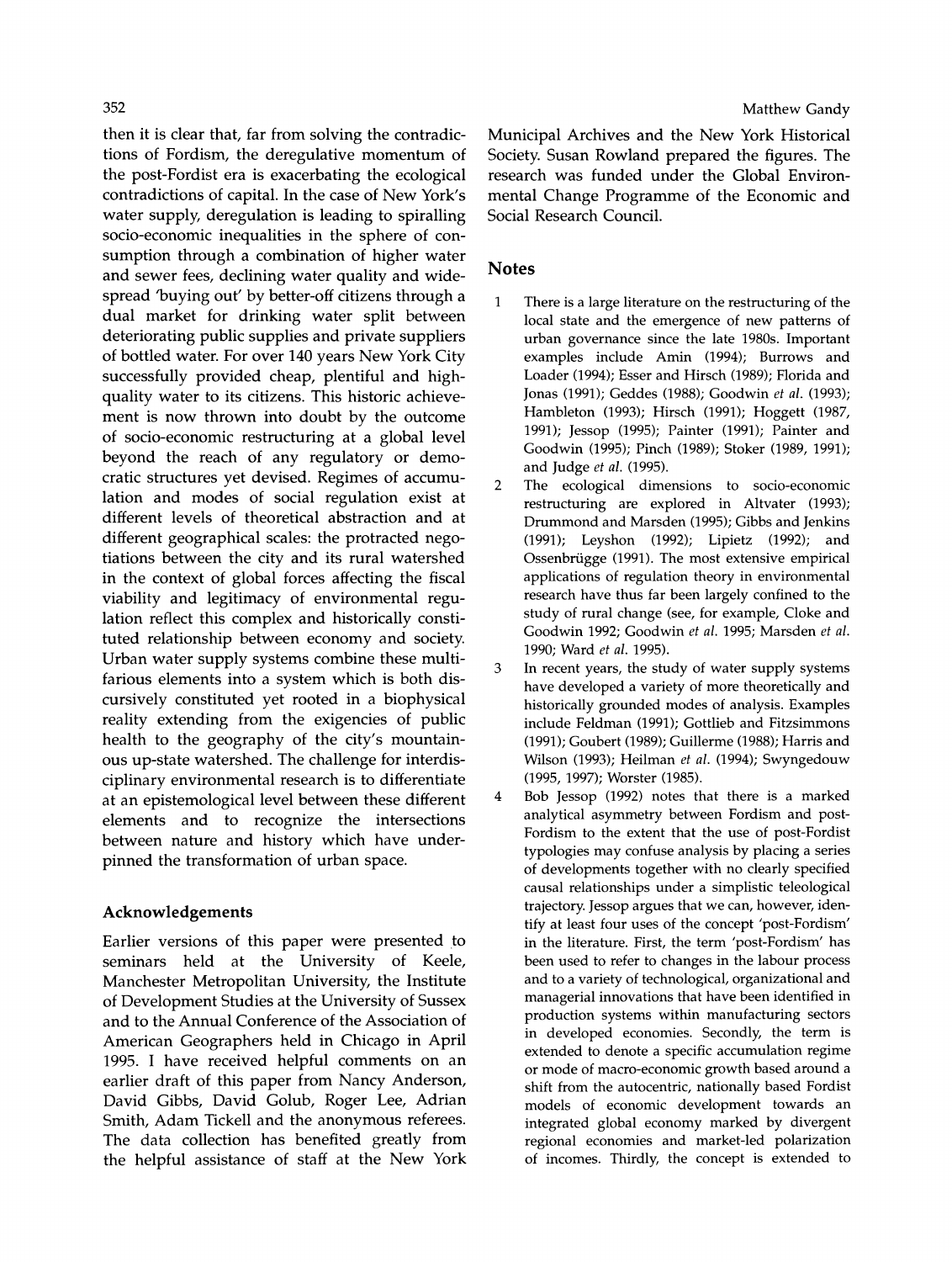then it is clear that, far from solving the contradictions of Fordism, the deregulative momentum of the post-Fordist era is exacerbating the ecological contradictions of capital. In the case of New York's water supply, deregulation is leading to spiralling socio-economic inequalities in the sphere of consumption through a combination of higher water and sewer fees, declining water quality and widespread 'buying out' by better-off citizens through a dual market for drinking water split between deteriorating public supplies and private suppliers of bottled water. For over 140 years New York City successfully provided cheap, plentiful and high-quality water to its citizens. This historic achievement is now thrown into doubt by the outcome of socio-economic restructuring at a global level beyond the reach of any regulatory or democratic structures yet devised. Regimes of accumulation and modes of social regulation exist at different levels of theoretical abstraction and at different geographical scales: the protracted negotiations between the city and its rural watershed in the context of global forces affecting the fiscal viability and legitimacy of environmental regulation reflect this complex and historically constituted relationship between economy and society. Urban water supply systems combine these multifarious elements into a system which is both discursively constituted yet rooted in a biophysical reality extending from the exigencies of public health to the geography of the city's mountainous up-state watershed. The challenge for interdisciplinary environmental research is to differentiate at an epistemological level between these different elements and to recognize the intersections between nature and history which have underpinned the transformation of urban space.

## Acknowledgements

Earlier versions of this paper were presented to seminars held at the University of Keele, Manchester Metropolitan University, the Institute of Development Studies at the University of Sussex and to the Annual Conference of the Association of American Geographers held in Chicago in April 1995. I have received helpful comments on an earlier draft of this paper from Nancy Anderson, David Gibbs, David Golub, Roger Lee, Adrian Smith, Adam Tickell and the anonymous referees. The data collection has benefited greatly from the helpful assistance of staff at the New York Municipal Archives and the New York Historical Society. Susan Rowland prepared the figures. The research was funded under the Global Environmental Change Programme of the Economic and Social Research Council.

## Notes

1. There is a large literature on the restructuring of the local state and the emergence of new patterns of urban governance since the late 1980s. Important examples include Amin (1994); Burrows and Loader (1994); Esser and Hirsch (1989); Florida and Jonas (1991); Geddes (1988); Goodwin *et al.* (1993); Hambleton (1993); Hirsch (1991); Hoggett (1987, 1991); Jessop (1995); Painter (1991); Painter and Goodwin (1995); Pinch (1989); Stoker (1989, 1991); and Judge *et al.* (1995).
2. The ecological dimensions to socio-economic restructuring are explored in Altvater (1993); Drummond and Marsden (1995); Gibbs and Jenkins (1991); Leyshon (1992); Lipietz (1992); and Ossenbrügge (1991). The most extensive empirical applications of regulation theory in environmental research have thus far been largely confined to the study of rural change (see, for example, Cloke and Goodwin 1992; Goodwin *et al.* 1995; Marsden *et al.* 1990; Ward *et al.* 1995).
3. In recent years, the study of water supply systems have developed a variety of more theoretically and historically grounded modes of analysis. Examples include Feldman (1991); Gottlieb and Fitzsimmons (1991); Goubert (1989); Guillerme (1988); Harris and Wilson (1993); Heilman *et al.* (1994); Swyngedouw (1995, 1997); Worster (1985).
4. Bob Jessop (1992) notes that there is a marked analytical asymmetry between Fordism and post-Fordism to the extent that the use of post-Fordist typologies may confuse analysis by placing a series of developments together with no clearly specified causal relationships under a simplistic teleological trajectory. Jessop argues that we can, however, identify at least four uses of the concept 'post-Fordism' in the literature. First, the term 'post-Fordism' has been used to refer to changes in the labour process and to a variety of technological, organizational and managerial innovations that have been identified in production systems within manufacturing sectors in developed economies. Secondly, the term is extended to denote a specific accumulation regime or mode of macro-economic growth based around a shift from the autocentric, nationally based Fordist models of economic development towards an integrated global economy marked by divergent regional economies and market-led polarization of incomes. Thirdly, the concept is extended to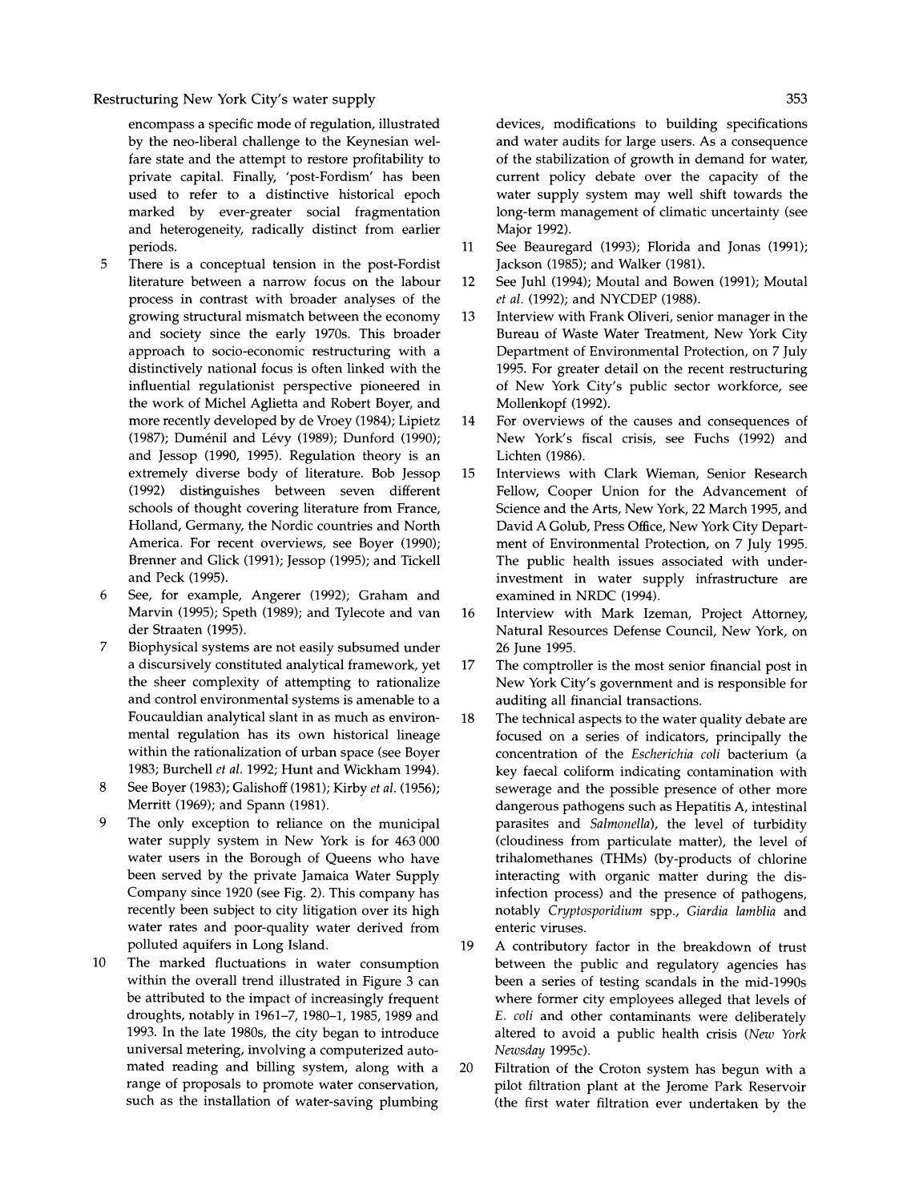encompass a specific mode of regulation, illustrated by the neo-liberal challenge to the Keynesian welfare state and the attempt to restore profitability to private capital. Finally, 'post-Fordism' has been used to refer to a distinctive historical epoch marked by ever-greater social fragmentation and heterogeneity, radically distinct from earlier periods.

5 There is a conceptual tension in the post-Fordist literature between a narrow focus on the labour process in contrast with broader analyses of the growing structural mismatch between the economy and society since the early 1970s. This broader approach to socio-economic restructuring with a distinctively national focus is often linked with the influential regulationist perspective pioneered in the work of Michel Aglietta and Robert Boyer, and more recently developed by de Vroey (1984); Lipietz (1987); Duménil and Lévy (1989); Dunford (1990); and Jessop (1990, 1995). Regulation theory is an extremely diverse body of literature. Bob Jessop (1992) distinguishes between seven different schools of thought covering literature from France, Holland, Germany, the Nordic countries and North America. For recent overviews, see Boyer (1990); Brenner and Glick (1991); Jessop (1995); and Tickell and Peck (1995).

6 See, for example, Angerer (1992); Graham and Marvin (1995); Speth (1989); and Tylecote and van der Straaten (1995).

7 Biophysical systems are not easily subsumed under a discursively constituted analytical framework, yet the sheer complexity of attempting to rationalize and control environmental systems is amenable to a Foucauldian analytical slant in as much as environmental regulation has its own historical lineage within the rationalization of urban space (see Boyer 1983; Burchell *et al.* 1992; Hunt and Wickham 1994).

8 See Boyer (1983); Galishoff (1981); Kirby *et al.* (1956); Merritt (1969); and Spann (1981).

9 The only exception to reliance on the municipal water supply system in New York is for 463 000 water users in the Borough of Queens who have been served by the private Jamaica Water Supply Company since 1920 (see Fig. 2). This company has recently been subject to city litigation over its high water rates and poor-quality water derived from polluted aquifers in Long Island.

10 The marked fluctuations in water consumption within the overall trend illustrated in Figure 3 can be attributed to the impact of increasingly frequent droughts, notably in 1961–7, 1980–1, 1985, 1989 and 1993. In the late 1980s, the city began to introduce universal metering, involving a computerized automated reading and billing system, along with a range of proposals to promote water conservation, such as the installation of water-saving plumbing devices, modifications to building specifications and water audits for large users. As a consequence of the stabilization of growth in demand for water, current policy debate over the capacity of the water supply system may well shift towards the long-term management of climatic uncertainty (see Major 1992).

11 See Beauregard (1993); Florida and Jonas (1991); Jackson (1985); and Walker (1981).

12 See Juhl (1994); Moutal and Bowen (1991); Moutal *et al.* (1992); and NYCDEP (1988).

13 Interview with Frank Oliveri, senior manager in the Bureau of Waste Water Treatment, New York City Department of Environmental Protection, on 7 July 1995. For greater detail on the recent restructuring of New York City's public sector workforce, see Mollenkopf (1992).

14 For overviews of the causes and consequences of New York's fiscal crisis, see Fuchs (1992) and Lichten (1986).

15 Interviews with Clark Wieman, Senior Research Fellow, Cooper Union for the Advancement of Science and the Arts, New York, 22 March 1995, and David A Golub, Press Office, New York City Department of Environmental Protection, on 7 July 1995. The public health issues associated with underinvestment in water supply infrastructure are examined in NRDC (1994).

16 Interview with Mark Izeman, Project Attorney, Natural Resources Defense Council, New York, on 26 June 1995.

17 The comptroller is the most senior financial post in New York City's government and is responsible for auditing all financial transactions.

18 The technical aspects to the water quality debate are focused on a series of indicators, principally the concentration of the *Escherichia coli* bacterium (a key faecal coliform indicating contamination with sewerage and the possible presence of other more dangerous pathogens such as Hepatitis A, intestinal parasites and *Salmonella*), the level of turbidity (cloudiness from particulate matter), the level of trihalomethanes (THMs) (by-products of chlorine interacting with organic matter during the disinfection process) and the presence of pathogens, notably *Cryptosporidium* spp., *Giardia lamblia* and enteric viruses.

19 A contributory factor in the breakdown of trust between the public and regulatory agencies has been a series of testing scandals in the mid-1990s where former city employees alleged that levels of *E. coli* and other contaminants were deliberately altered to avoid a public health crisis (*New York Newsday* 1995c).

20 Filtration of the Croton system has begun with a pilot filtration plant at the Jerome Park Reservoir (the first water filtration ever undertaken by the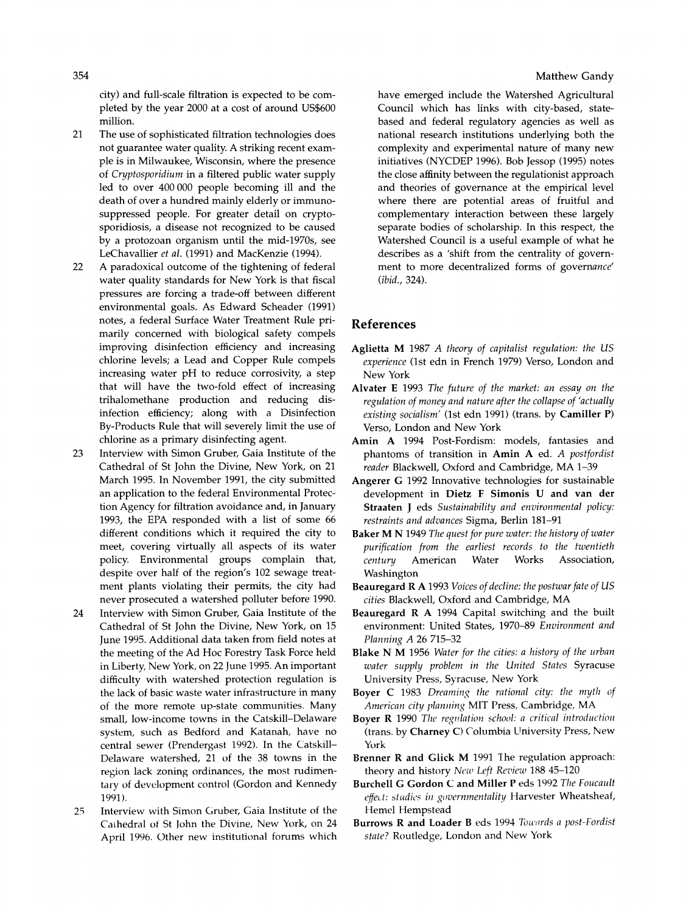city) and full-scale filtration is expected to be completed by the year 2000 at a cost of around US$600 million.

21 The use of sophisticated filtration technologies does not guarantee water quality. A striking recent example is in Milwaukee, Wisconsin, where the presence of *Cryptosporidium* in a filtered public water supply led to over 400 000 people becoming ill and the death of over a hundred mainly elderly or immunosuppressed people. For greater detail on cryptosporidiosis, a disease not recognized to be caused by a protozoan organism until the mid-1970s, see LeChavallier *et al.* (1991) and MacKenzie (1994).

22 A paradoxical outcome of the tightening of federal water quality standards for New York is that fiscal pressures are forcing a trade-off between different environmental goals. As Edward Scheader (1991) notes, a federal Surface Water Treatment Rule primarily concerned with biological safety compels improving disinfection efficiency and increasing chlorine levels; a Lead and Copper Rule compels increasing water pH to reduce corrosivity, a step that will have the two-fold effect of increasing trihalomethane production and reducing disinfection efficiency; along with a Disinfection By-Products Rule that will severely limit the use of chlorine as a primary disinfecting agent.

23 Interview with Simon Gruber, Gaia Institute of the Cathedral of St John the Divine, New York, on 21 March 1995. In November 1991, the city submitted an application to the federal Environmental Protection Agency for filtration avoidance and, in January 1993, the EPA responded with a list of some 66 different conditions which it required the city to meet, covering virtually all aspects of its water policy. Environmental groups complain that, despite over half of the region's 102 sewage treatment plants violating their permits, the city had never prosecuted a watershed polluter before 1990.

24 Interview with Simon Gruber, Gaia Institute of the Cathedral of St John the Divine, New York, on 15 June 1995. Additional data taken from field notes at the meeting of the Ad Hoc Forestry Task Force held in Liberty, New York, on 22 June 1995. An important difficulty with watershed protection regulation is the lack of basic waste water infrastructure in many of the more remote up-state communities. Many small, low-income towns in the Catskill–Delaware system, such as Bedford and Katanah, have no central sewer (Prendergast 1992). In the Catskill–Delaware watershed, 21 of the 38 towns in the region lack zoning ordinances, the most rudimentary of development control (Gordon and Kennedy 1991).

25 Interview with Simon Gruber, Gaia Institute of the Cathedral of St John the Divine, New York, on 24 April 1996. Other new institutional forums which have emerged include the Watershed Agricultural Council which has links with city-based, state-based and federal regulatory agencies as well as national research institutions underlying both the complexity and experimental nature of many new initiatives (NYCDEP 1996). Bob Jessop (1995) notes the close affinity between the regulationist approach and theories of governance at the empirical level where there are potential areas of fruitful and complementary interaction between these largely separate bodies of scholarship. In this respect, the Watershed Council is a useful example of what he describes as a 'shift from the centrality of government to more decentralized forms of governance' (*ibid.*, 324).

## References

**Aglietta M** 1987 *A theory of capitalist regulation: the US experience* (1st edn in French 1979) Verso, London and New York

**Alvater E** 1993 *The future of the market: an essay on the regulation of money and nature after the collapse of 'actually existing socialism'* (1st edn 1991) (trans. by **Camiller P**) Verso, London and New York

**Amin A** 1994 Post-Fordism: models, fantasies and phantoms of transition in **Amin A** ed. *A postfordist reader* Blackwell, Oxford and Cambridge, MA 1–39

**Angerer G** 1992 Innovative technologies for sustainable development in **Dietz F Simonis U and van der Straaten J** eds *Sustainability and environmental policy: restraints and advances* Sigma, Berlin 181–91

**Baker M N** 1949 *The quest for pure water: the history of water purification from the earliest records to the twentieth century* American Water Works Association, Washington

**Beauregard R A** 1993 *Voices of decline: the postwar fate of US cities* Blackwell, Oxford and Cambridge, MA

**Beauregard R A** 1994 Capital switching and the built environment: United States, 1970–89 *Environment and Planning A* 26 715–32

**Blake N M** 1956 *Water for the cities: a history of the urban water supply problem in the United States* Syracuse University Press, Syracuse, New York

**Boyer C** 1983 *Dreaming the rational city: the myth of American city planning* MIT Press, Cambridge, MA

**Boyer R** 1990 *The regulation school: a critical introduction* (trans. by **Charney C**) Columbia University Press, New York

**Brenner R and Glick M** 1991 The regulation approach: theory and history *New Left Review* 188 45–120

**Burchell G Gordon C and Miller P** eds 1992 *The Foucault effect: studies in governmentality* Harvester Wheatsheaf, Hemel Hempstead

**Burrows R and Loader B** eds 1994 *Towards a post-Fordist state?* Routledge, London and New York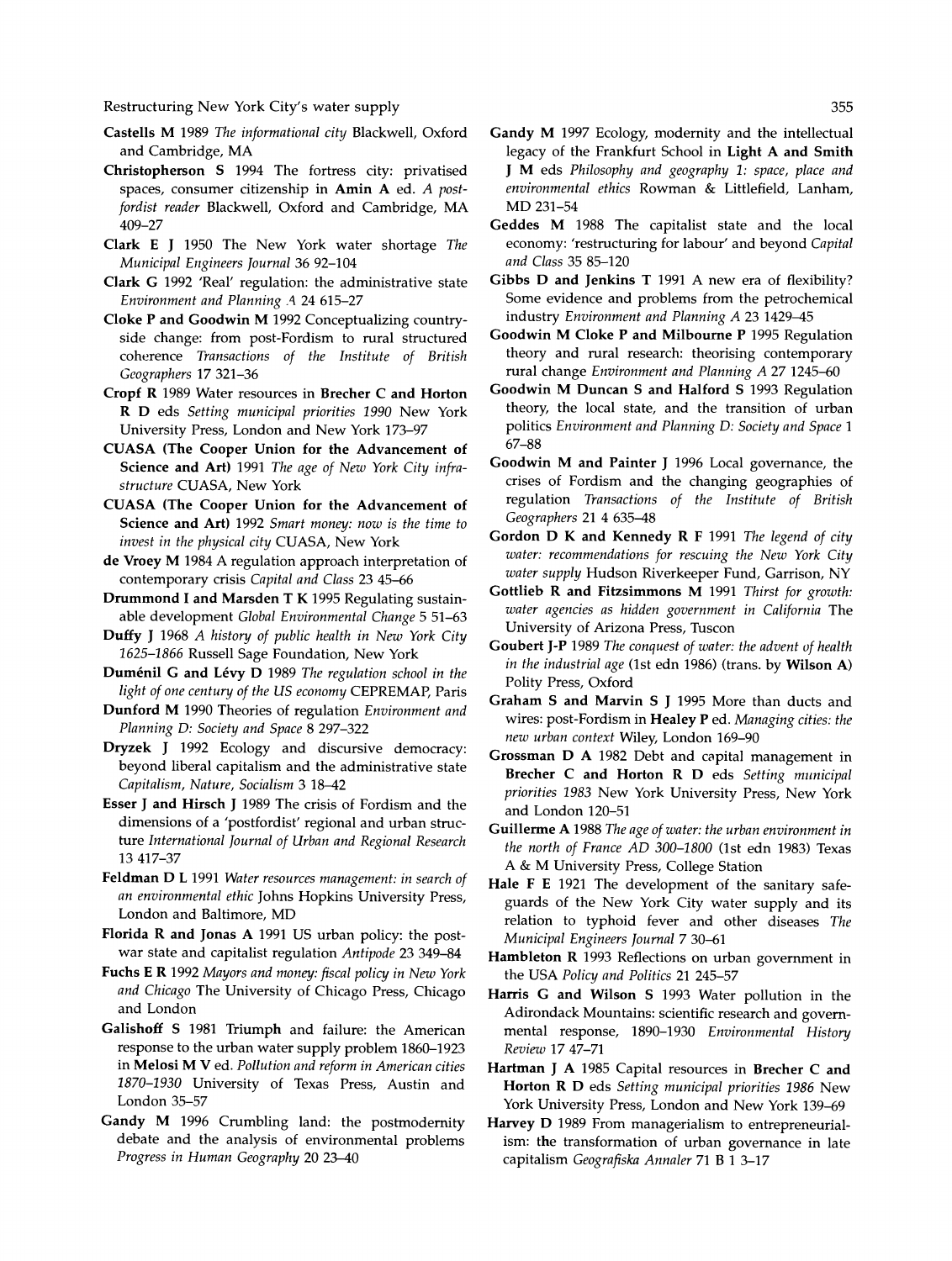**Castells M** 1989 *The informational city* Blackwell, Oxford and Cambridge, MA

**Christopherson S** 1994 The fortress city: privatised spaces, consumer citizenship in **Amin A** ed. *A post-fordist reader* Blackwell, Oxford and Cambridge, MA 409–27

**Clark E J** 1950 The New York water shortage *The Municipal Engineers Journal* 36 92–104

**Clark G** 1992 'Real' regulation: the administrative state *Environment and Planning A* 24 615–27

**Cloke P and Goodwin M** 1992 Conceptualizing countryside change: from post-Fordism to rural structured coherence *Transactions of the Institute of British Geographers* 17 321–36

**Cropf R** 1989 Water resources in **Brecher C and Horton R D** eds *Setting municipal priorities 1990* New York University Press, London and New York 173–97

**CUASA (The Cooper Union for the Advancement of Science and Art)** 1991 *The age of New York City infrastructure* CUASA, New York

**CUASA (The Cooper Union for the Advancement of Science and Art)** 1992 *Smart money: now is the time to invest in the physical city* CUASA, New York

**de Vroey M** 1984 A regulation approach interpretation of contemporary crisis *Capital and Class* 23 45–66

**Drummond I and Marsden T K** 1995 Regulating sustainable development *Global Environmental Change* 5 51–63

**Duffy J** 1968 *A history of public health in New York City 1625–1866* Russell Sage Foundation, New York

**Duménil G and Lévy D** 1989 *The regulation school in the light of one century of the US economy* CEPREMAP, Paris

**Dunford M** 1990 Theories of regulation *Environment and Planning D: Society and Space* 8 297–322

**Dryzek J** 1992 Ecology and discursive democracy: beyond liberal capitalism and the administrative state *Capitalism, Nature, Socialism* 3 18–42

**Esser J and Hirsch J** 1989 The crisis of Fordism and the dimensions of a 'postfordist' regional and urban structure *International Journal of Urban and Regional Research* 13 417–37

**Feldman D L** 1991 *Water resources management: in search of an environmental ethic* Johns Hopkins University Press, London and Baltimore, MD

**Florida R and Jonas A** 1991 US urban policy: the postwar state and capitalist regulation *Antipode* 23 349–84

**Fuchs E R** 1992 *Mayors and money: fiscal policy in New York and Chicago* The University of Chicago Press, Chicago and London

**Galishoff S** 1981 Triumph and failure: the American response to the urban water supply problem 1860–1923 in **Melosi M V** ed. *Pollution and reform in American cities 1870–1930* University of Texas Press, Austin and London 35–57

**Gandy M** 1996 Crumbling land: the postmodernity debate and the analysis of environmental problems *Progress in Human Geography* 20 23–40

**Gandy M** 1997 Ecology, modernity and the intellectual legacy of the Frankfurt School in **Light A and Smith J M** eds *Philosophy and geography 1: space, place and environmental ethics* Rowman & Littlefield, Lanham, MD 231–54

**Geddes M** 1988 The capitalist state and the local economy: 'restructuring for labour' and beyond *Capital and Class* 35 85–120

**Gibbs D and Jenkins T** 1991 A new era of flexibility? Some evidence and problems from the petrochemical industry *Environment and Planning A* 23 1429–45

**Goodwin M Cloke P and Milbourne P** 1995 Regulation theory and rural research: theorising contemporary rural change *Environment and Planning A* 27 1245–60

**Goodwin M Duncan S and Halford S** 1993 Regulation theory, the local state, and the transition of urban politics *Environment and Planning D: Society and Space* 1 67–88

**Goodwin M and Painter J** 1996 Local governance, the crises of Fordism and the changing geographies of regulation *Transactions of the Institute of British Geographers* 21 4 635–48

**Gordon D K and Kennedy R F** 1991 *The legend of city water: recommendations for rescuing the New York City water supply* Hudson Riverkeeper Fund, Garrison, NY

**Gottlieb R and Fitzsimmons M** 1991 *Thirst for growth: water agencies as hidden government in California* The University of Arizona Press, Tuscon

**Goubert J-P** 1989 *The conquest of water: the advent of health in the industrial age* (1st edn 1986) (trans. by **Wilson A**) Polity Press, Oxford

**Graham S and Marvin S J** 1995 More than ducts and wires: post-Fordism in **Healey P** ed. *Managing cities: the new urban context* Wiley, London 169–90

**Grossman D A** 1982 Debt and capital management in **Brecher C and Horton R D** eds *Setting municipal priorities 1983* New York University Press, New York and London 120–51

**Guillerme A** 1988 *The age of water: the urban environment in the north of France AD 300–1800* (1st edn 1983) Texas A & M University Press, College Station

**Hale F E** 1921 The development of the sanitary safeguards of the New York City water supply and its relation to typhoid fever and other diseases *The Municipal Engineers Journal* 7 30–61

**Hambleton R** 1993 Reflections on urban government in the USA *Policy and Politics* 21 245–57

**Harris G and Wilson S** 1993 Water pollution in the Adirondack Mountains: scientific research and governmental response, 1890–1930 *Environmental History Review* 17 47–71

**Hartman J A** 1985 Capital resources in **Brecher C and Horton R D** eds *Setting municipal priorities 1986* New York University Press, London and New York 139–69

**Harvey D** 1989 From managerialism to entrepreneurialism: the transformation of urban governance in late capitalism *Geografiska Annaler* 71 B 1 3–17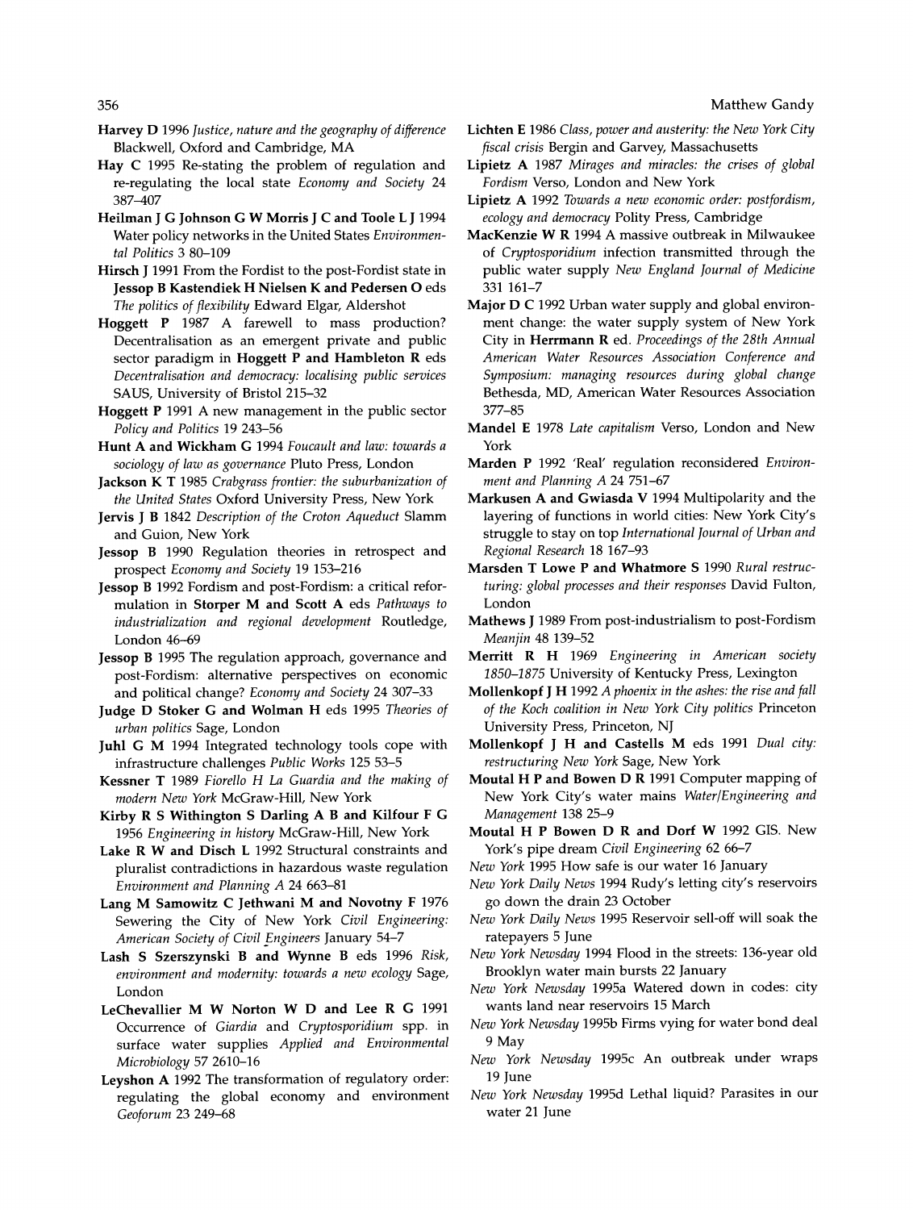**Harvey D** 1996 *Justice, nature and the geography of difference* Blackwell, Oxford and Cambridge, MA

**Hay C** 1995 Re-stating the problem of regulation and re-regulating the local state *Economy and Society* 24 387–407

**Heilman J G Johnson G W Morris J C and Toole L J** 1994 Water policy networks in the United States *Environmental Politics* 3 80–109

**Hirsch J** 1991 From the Fordist to the post-Fordist state in **Jessop B Kastendiek H Nielsen K and Pedersen O** eds *The politics of flexibility* Edward Elgar, Aldershot

**Hoggett P** 1987 A farewell to mass production? Decentralisation as an emergent private and public sector paradigm in **Hoggett P and Hambleton R** eds *Decentralisation and democracy: localising public services* SAUS, University of Bristol 215–32

**Hoggett P** 1991 A new management in the public sector *Policy and Politics* 19 243–56

**Hunt A and Wickham G** 1994 *Foucault and law: towards a sociology of law as governance* Pluto Press, London

**Jackson K T** 1985 *Crabgrass frontier: the suburbanization of the United States* Oxford University Press, New York

**Jervis J B** 1842 *Description of the Croton Aqueduct* Slamm and Guion, New York

**Jessop B** 1990 Regulation theories in retrospect and prospect *Economy and Society* 19 153–216

**Jessop B** 1992 Fordism and post-Fordism: a critical reformulation in **Storper M and Scott A** eds *Pathways to industrialization and regional development* Routledge, London 46–69

**Jessop B** 1995 The regulation approach, governance and post-Fordism: alternative perspectives on economic and political change? *Economy and Society* 24 307–33

**Judge D Stoker G and Wolman H** eds 1995 *Theories of urban politics* Sage, London

**Juhl G M** 1994 Integrated technology tools cope with infrastructure challenges *Public Works* 125 53–5

**Kessner T** 1989 *Fiorello H La Guardia and the making of modern New York* McGraw-Hill, New York

**Kirby R S Withington S Darling A B and Kilfour F G** 1956 *Engineering in history* McGraw-Hill, New York

**Lake R W and Disch L** 1992 Structural constraints and pluralist contradictions in hazardous waste regulation *Environment and Planning A* 24 663–81

**Lang M Samowitz C Jethwani M and Novotny F** 1976 Sewering the City of New York *Civil Engineering: American Society of Civil Engineers* January 54–7

**Lash S Szerszynski B and Wynne B** eds 1996 *Risk, environment and modernity: towards a new ecology* Sage, London

**LeChevallier M W Norton W D and Lee R G** 1991 Occurrence of *Giardia* and *Cryptosporidium* spp. in surface water supplies *Applied and Environmental Microbiology* 57 2610–16

**Leyshon A** 1992 The transformation of regulatory order: regulating the global economy and environment *Geoforum* 23 249–68

**Lichten E** 1986 *Class, power and austerity: the New York City fiscal crisis* Bergin and Garvey, Massachusetts

**Lipietz A** 1987 *Mirages and miracles: the crises of global Fordism* Verso, London and New York

**Lipietz A** 1992 *Towards a new economic order: postfordism, ecology and democracy* Polity Press, Cambridge

**MacKenzie W R** 1994 A massive outbreak in Milwaukee of *Cryptosporidium* infection transmitted through the public water supply *New England Journal of Medicine* 331 161–7

**Major D C** 1992 Urban water supply and global environment change: the water supply system of New York City in **Herrmann R** ed. *Proceedings of the 28th Annual American Water Resources Association Conference and Symposium: managing resources during global change* Bethesda, MD, American Water Resources Association 377–85

**Mandel E** 1978 *Late capitalism* Verso, London and New York

**Marden P** 1992 'Real' regulation reconsidered *Environment and Planning A* 24 751–67

**Markusen A and Gwiasda V** 1994 Multipolarity and the layering of functions in world cities: New York City's struggle to stay on top *International Journal of Urban and Regional Research* 18 167–93

**Marsden T Lowe P and Whatmore S** 1990 *Rural restructuring: global processes and their responses* David Fulton, London

**Mathews J** 1989 From post-industrialism to post-Fordism *Meanjin* 48 139–52

**Merritt R H** 1969 *Engineering in American society 1850–1875* University of Kentucky Press, Lexington

**Mollenkopf J H** 1992 *A phoenix in the ashes: the rise and fall of the Koch coalition in New York City politics* Princeton University Press, Princeton, NJ

**Mollenkopf J H and Castells M** eds 1991 *Dual city: restructuring New York* Sage, New York

**Moutal H P and Bowen D R** 1991 Computer mapping of New York City's water mains *Water/Engineering and Management* 138 25–9

**Moutal H P Bowen D R and Dorf W** 1992 GIS. New York's pipe dream *Civil Engineering* 62 66–7

*New York* 1995 How safe is our water 16 January

*New York Daily News* 1994 Rudy's letting city's reservoirs go down the drain 23 October

*New York Daily News* 1995 Reservoir sell-off will soak the ratepayers 5 June

*New York Newsday* 1994 Flood in the streets: 136-year old Brooklyn water main bursts 22 January

*New York Newsday* 1995a Watered down in codes: city wants land near reservoirs 15 March

*New York Newsday* 1995b Firms vying for water bond deal 9 May

*New York Newsday* 1995c An outbreak under wraps 19 June

*New York Newsday* 1995d Lethal liquid? Parasites in our water 21 June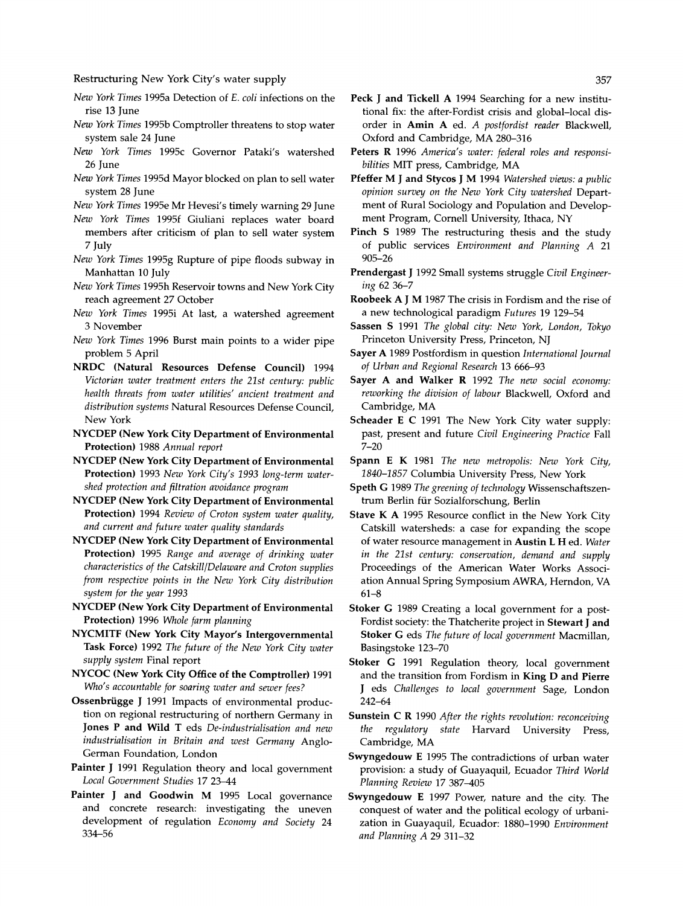*New York Times* 1995a Detection of *E. coli* infections on the rise 13 June

*New York Times* 1995b Comptroller threatens to stop water system sale 24 June

*New York Times* 1995c Governor Pataki's watershed 26 June

*New York Times* 1995d Mayor blocked on plan to sell water system 28 June

*New York Times* 1995e Mr Hevesi's timely warning 29 June

*New York Times* 1995f Giuliani replaces water board members after criticism of plan to sell water system 7 July

*New York Times* 1995g Rupture of pipe floods subway in Manhattan 10 July

*New York Times* 1995h Reservoir towns and New York City reach agreement 27 October

*New York Times* 1995i At last, a watershed agreement 3 November

*New York Times* 1996 Burst main points to a wider pipe problem 5 April

**NRDC (Natural Resources Defense Council)** 1994 *Victorian water treatment enters the 21st century: public health threats from water utilities' ancient treatment and distribution systems* Natural Resources Defense Council, New York

**NYCDEP (New York City Department of Environmental Protection)** 1988 *Annual report*

**NYCDEP (New York City Department of Environmental Protection)** 1993 *New York City's 1993 long-term watershed protection and filtration avoidance program*

**NYCDEP (New York City Department of Environmental Protection)** 1994 *Review of Croton system water quality, and current and future water quality standards*

**NYCDEP (New York City Department of Environmental Protection)** 1995 *Range and average of drinking water characteristics of the Catskill/Delaware and Croton supplies from respective points in the New York City distribution system for the year 1993*

**NYCDEP (New York City Department of Environmental Protection)** 1996 *Whole farm planning*

**NYCMITF (New York City Mayor's Intergovernmental Task Force)** 1992 *The future of the New York City water supply system* Final report

**NYCOC (New York City Office of the Comptroller)** 1991 *Who's accountable for soaring water and sewer fees?*

**Ossenbrügge J** 1991 Impacts of environmental production on regional restructuring of northern Germany in **Jones P and Wild T** eds *De-industrialisation and new industrialisation in Britain and west Germany* Anglo-German Foundation, London

**Painter J** 1991 Regulation theory and local government *Local Government Studies* 17 23–44

**Painter J and Goodwin M** 1995 Local governance and concrete research: investigating the uneven development of regulation *Economy and Society* 24 334–56

**Peck J and Tickell A** 1994 Searching for a new institutional fix: the after-Fordist crisis and global–local disorder in **Amin A** ed. *A postfordist reader* Blackwell, Oxford and Cambridge, MA 280–316

**Peters R** 1996 *America's water: federal roles and responsibilities* MIT press, Cambridge, MA

**Pfeffer M J and Stycos J M** 1994 *Watershed views: a public opinion survey on the New York City watershed* Department of Rural Sociology and Population and Development Program, Cornell University, Ithaca, NY

**Pinch S** 1989 The restructuring thesis and the study of public services *Environment and Planning A* 21 905–26

**Prendergast J** 1992 Small systems struggle *Civil Engineering* 62 36–7

**Roobeek A J M** 1987 The crisis in Fordism and the rise of a new technological paradigm *Futures* 19 129–54

**Sassen S** 1991 *The global city: New York, London, Tokyo* Princeton University Press, Princeton, NJ

**Sayer A** 1989 Postfordism in question *International Journal of Urban and Regional Research* 13 666–93

**Sayer A and Walker R** 1992 *The new social economy: reworking the division of labour* Blackwell, Oxford and Cambridge, MA

**Scheader E C** 1991 The New York City water supply: past, present and future *Civil Engineering Practice* Fall 7–20

**Spann E K** 1981 *The new metropolis: New York City, 1840–1857* Columbia University Press, New York

**Speth G** 1989 *The greening of technology* Wissenschaftszentrum Berlin für Sozialforschung, Berlin

**Stave K A** 1995 Resource conflict in the New York City Catskill watersheds: a case for expanding the scope of water resource management in **Austin L H** ed. *Water in the 21st century: conservation, demand and supply* Proceedings of the American Water Works Association Annual Spring Symposium AWRA, Herndon, VA 61–8

**Stoker G** 1989 Creating a local government for a post-Fordist society: the Thatcherite project in **Stewart J and Stoker G** eds *The future of local government* Macmillan, Basingstoke 123–70

**Stoker G** 1991 Regulation theory, local government and the transition from Fordism in **King D and Pierre J** eds *Challenges to local government* Sage, London 242–64

**Sunstein C R** 1990 *After the rights revolution: reconceiving the regulatory state* Harvard University Press, Cambridge, MA

**Swyngedouw E** 1995 The contradictions of urban water provision: a study of Guayaquil, Ecuador *Third World Planning Review* 17 387–405

**Swyngedouw E** 1997 Power, nature and the city. The conquest of water and the political ecology of urbanization in Guayaquil, Ecuador: 1880–1990 *Environment and Planning A* 29 311–32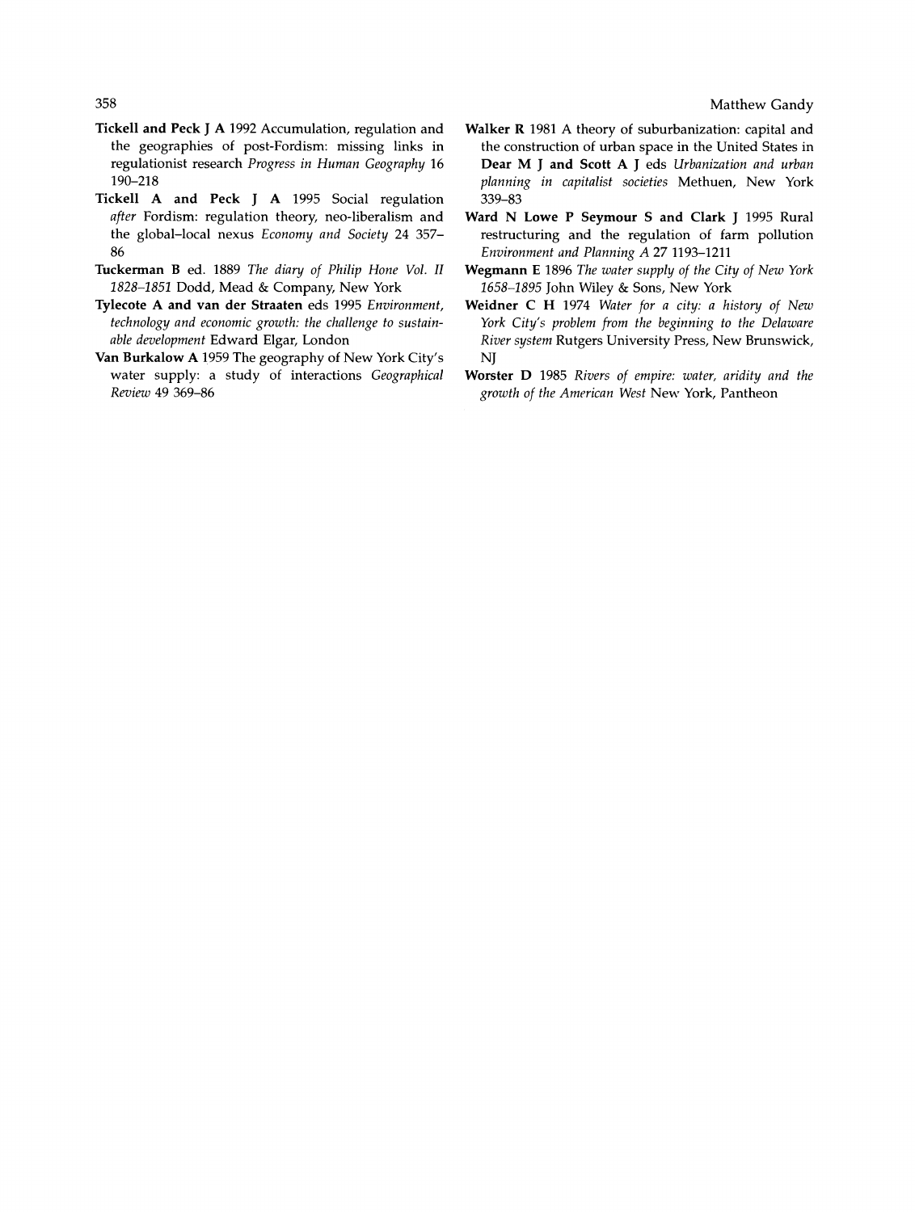**Tickell and Peck J A** 1992 Accumulation, regulation and the geographies of post-Fordism: missing links in regulationist research *Progress in Human Geography* 16 190–218

**Tickell A and Peck J A** 1995 Social regulation *after* Fordism: regulation theory, neo-liberalism and the global–local nexus *Economy and Society* 24 357–86

**Tuckerman B** ed. 1889 *The diary of Philip Hone Vol. II 1828–1851* Dodd, Mead & Company, New York

**Tylecote A and van der Straaten** eds 1995 *Environment, technology and economic growth: the challenge to sustainable development* Edward Elgar, London

**Van Burkalow A** 1959 The geography of New York City's water supply: a study of interactions *Geographical Review* 49 369–86

**Walker R** 1981 A theory of suburbanization: capital and the construction of urban space in the United States in **Dear M J and Scott A J** eds *Urbanization and urban planning in capitalist societies* Methuen, New York 339–83

**Ward N Lowe P Seymour S and Clark J** 1995 Rural restructuring and the regulation of farm pollution *Environment and Planning A* 27 1193–1211

**Wegmann E** 1896 *The water supply of the City of New York 1658–1895* John Wiley & Sons, New York

**Weidner C H** 1974 *Water for a city: a history of New York City's problem from the beginning to the Delaware River system* Rutgers University Press, New Brunswick, NJ

**Worster D** 1985 *Rivers of empire: water, aridity and the growth of the American West* New York, Pantheon